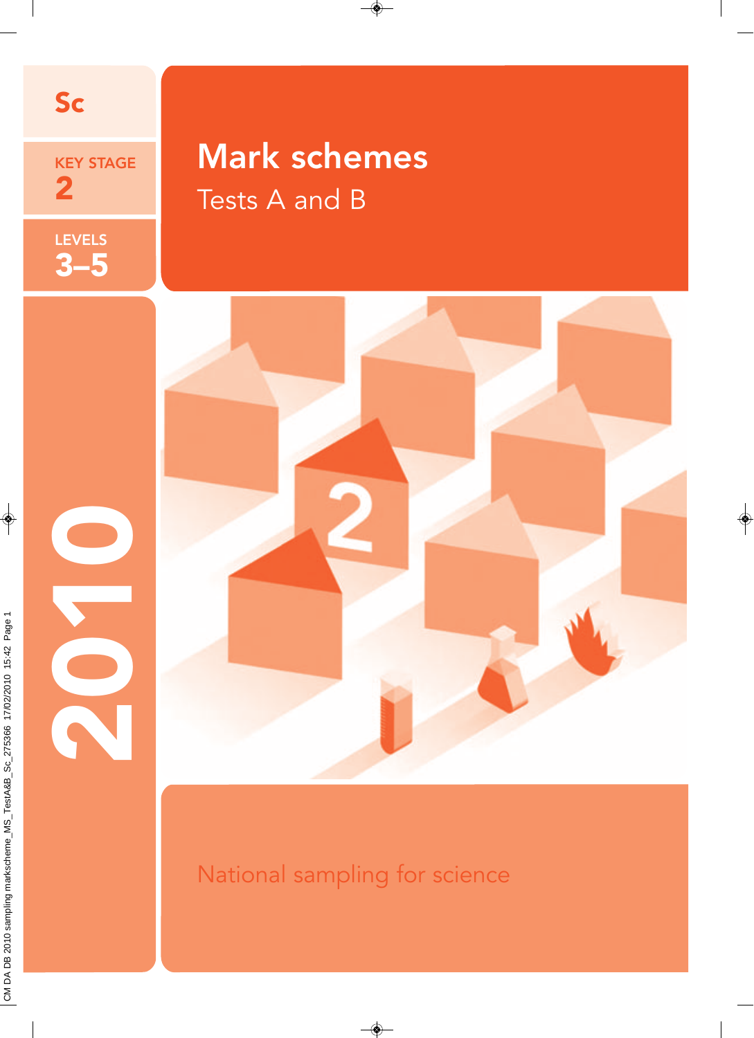Sc

KEY STAGE 2

LEVELS 3–5

# Mark schemes

Tests A and B

2010

National sampling for science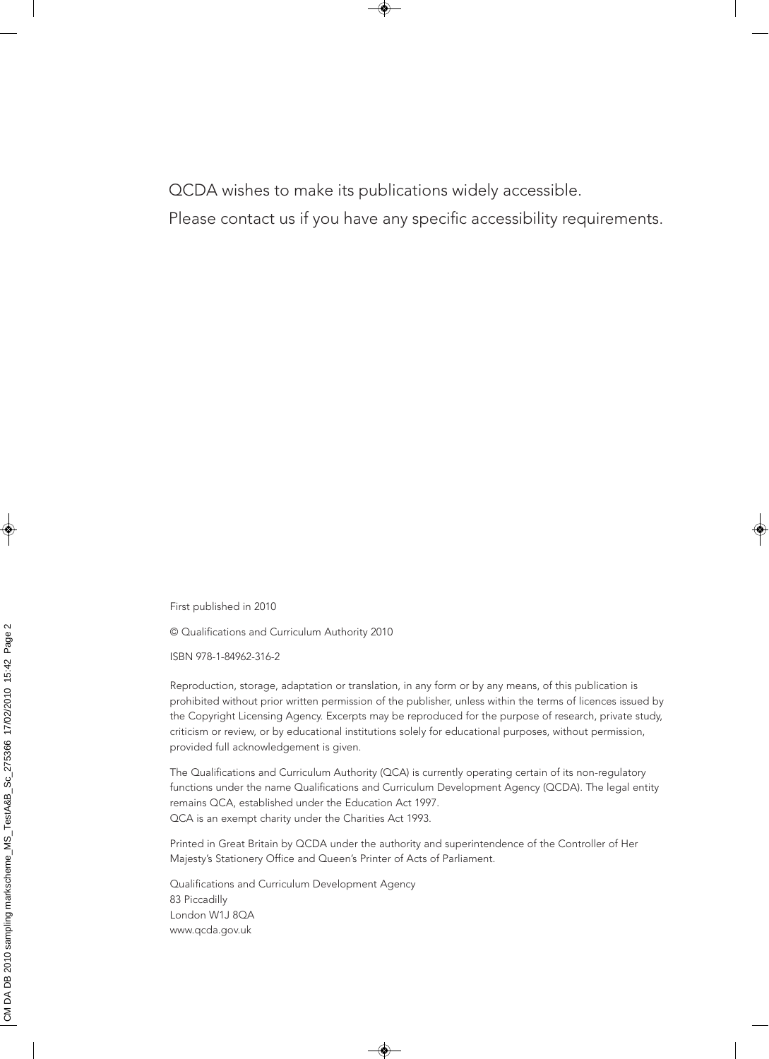QCDA wishes to make its publications widely accessible.

Please contact us if you have any specific accessibility requirements.

First published in 2010

© Qualifications and Curriculum Authority 2010

ISBN 978-1-84962-316-2

Reproduction, storage, adaptation or translation, in any form or by any means, of this publication is prohibited without prior written permission of the publisher, unless within the terms of licences issued by the Copyright Licensing Agency. Excerpts may be reproduced for the purpose of research, private study, criticism or review, or by educational institutions solely for educational purposes, without permission, provided full acknowledgement is given.

The Qualifications and Curriculum Authority (QCA) is currently operating certain of its non-regulatory functions under the name Qualifications and Curriculum Development Agency (QCDA). The legal entity remains QCA, established under the Education Act 1997.
QCA is an exempt charity under the Charities Act 1993.

Printed in Great Britain by QCDA under the authority and superintendence of the Controller of Her Majesty's Stationery Office and Queen's Printer of Acts of Parliament.

Qualifications and Curriculum Development Agency
83 Piccadilly
London W1J 8QA
www.qcda.gov.uk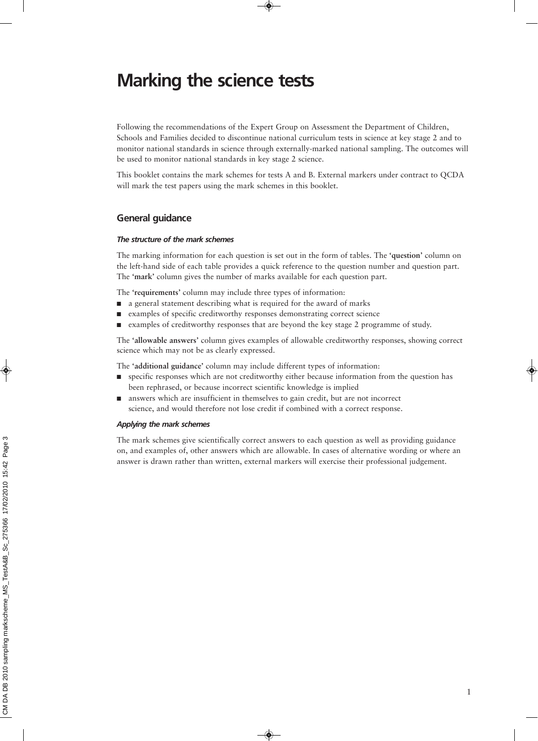# Marking the science tests

Following the recommendations of the Expert Group on Assessment the Department of Children, Schools and Families decided to discontinue national curriculum tests in science at key stage 2 and to monitor national standards in science through externally-marked national sampling. The outcomes will be used to monitor national standards in key stage 2 science.

This booklet contains the mark schemes for tests A and B. External markers under contract to QCDA will mark the test papers using the mark schemes in this booklet.

## General guidance

### *The structure of the mark schemes*

The marking information for each question is set out in the form of tables. The '**question**' column on the left-hand side of each table provides a quick reference to the question number and question part. The '**mark**' column gives the number of marks available for each question part.

The '**requirements**' column may include three types of information:

- a general statement describing what is required for the award of marks
- examples of specific creditworthy responses demonstrating correct science
- examples of creditworthy responses that are beyond the key stage 2 programme of study.

The '**allowable answers**' column gives examples of allowable creditworthy responses, showing correct science which may not be as clearly expressed.

The '**additional guidance**' column may include different types of information:

- specific responses which are not creditworthy either because information from the question has been rephrased, or because incorrect scientific knowledge is implied
- answers which are insufficient in themselves to gain credit, but are not incorrect science, and would therefore not lose credit if combined with a correct response.

### *Applying the mark schemes*

The mark schemes give scientifically correct answers to each question as well as providing guidance on, and examples of, other answers which are allowable. In cases of alternative wording or where an answer is drawn rather than written, external markers will exercise their professional judgement.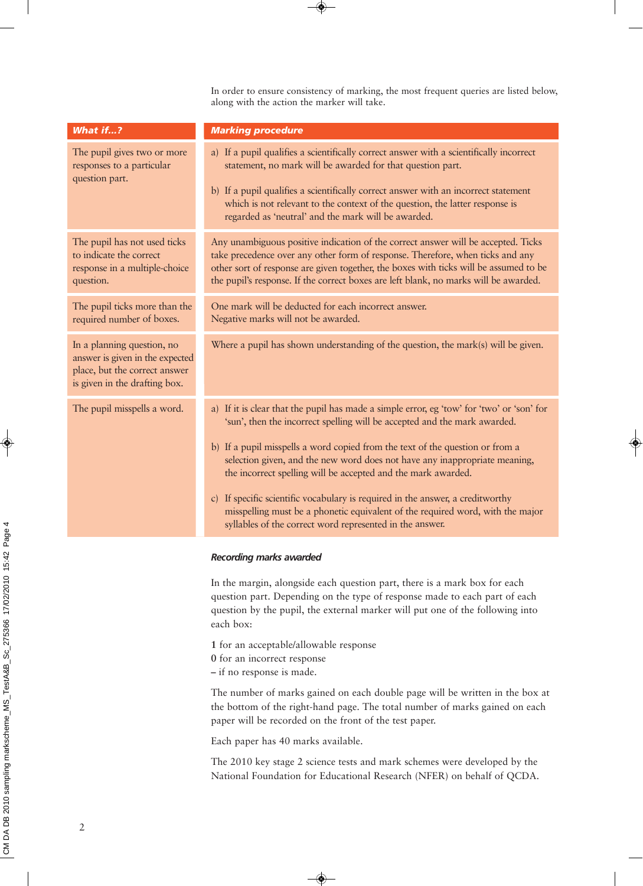In order to ensure consistency of marking, the most frequent queries are listed below, along with the action the marker will take.

| ***What if...?*** | ***Marking procedure*** |
|---|---|
| The pupil gives two or more responses to a particular question part. | a) If a pupil qualifies a scientifically correct answer with a scientifically incorrect statement, no mark will be awarded for that question part.<br><br>b) If a pupil qualifies a scientifically correct answer with an incorrect statement which is not relevant to the context of the question, the latter response is regarded as 'neutral' and the mark will be awarded. |
| The pupil has not used ticks to indicate the correct response in a multiple-choice question. | Any unambiguous positive indication of the correct answer will be accepted. Ticks take precedence over any other form of response. Therefore, when ticks and any other sort of response are given together, the boxes with ticks will be assumed to be the pupil's response. If the correct boxes are left blank, no marks will be awarded. |
| The pupil ticks more than the required number of boxes. | One mark will be deducted for each incorrect answer.<br>Negative marks will not be awarded. |
| In a planning question, no answer is given in the expected place, but the correct answer is given in the drafting box. | Where a pupil has shown understanding of the question, the mark(s) will be given. |
| The pupil misspells a word. | a) If it is clear that the pupil has made a simple error, eg 'tow' for 'two' or 'son' for 'sun', then the incorrect spelling will be accepted and the mark awarded.<br><br>b) If a pupil misspells a word copied from the text of the question or from a selection given, and the new word does not have any inappropriate meaning, the incorrect spelling will be accepted and the mark awarded.<br><br>c) If specific scientific vocabulary is required in the answer, a creditworthy misspelling must be a phonetic equivalent of the required word, with the major syllables of the correct word represented in the answer. |

### *Recording marks awarded*

In the margin, alongside each question part, there is a mark box for each question part. Depending on the type of response made to each part of each question by the pupil, the external marker will put one of the following into each box:

1 for an acceptable/allowable response
0 for an incorrect response
– if no response is made.

The number of marks gained on each double page will be written in the box at the bottom of the right-hand page. The total number of marks gained on each paper will be recorded on the front of the test paper.

Each paper has 40 marks available.

The 2010 key stage 2 science tests and mark schemes were developed by the National Foundation for Educational Research (NFER) on behalf of QCDA.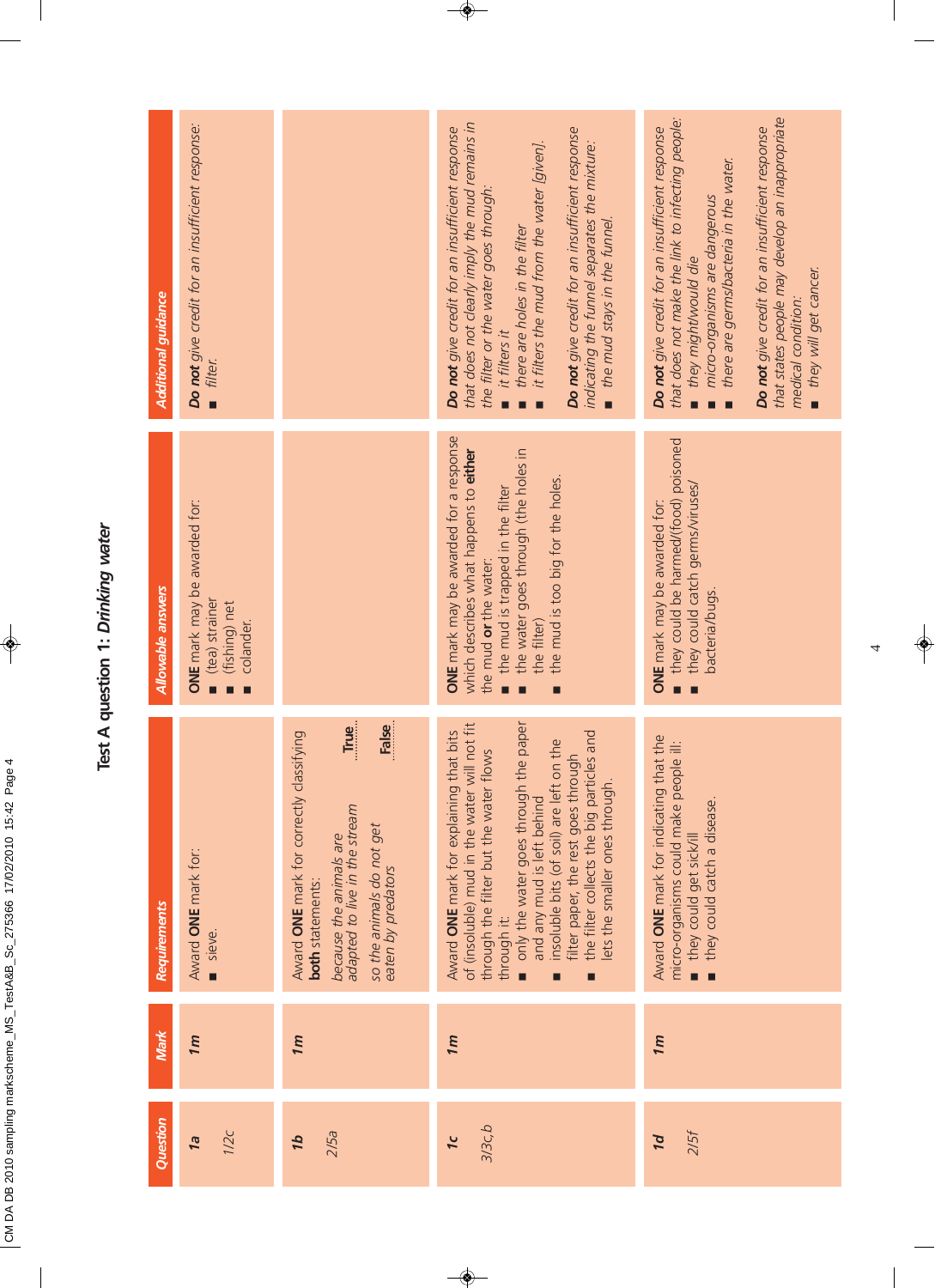# Test A question 1: *Drinking water*

| Question | Mark | Requirements | Allowable answers | Additional guidance |
|---|---|---|---|---|
| **1a** 1/2c | *1m* | Award **ONE** mark for: ■ sieve. | **ONE** mark may be awarded for: ■ (tea) strainer ■ (fishing) net ■ colander. | ***Do not*** *give credit for an insufficient response:* ■ *filter.* |
| **1b** 2/5a | *1m* | Award **ONE** mark for correctly classifying **both** statements: *because the animals are adapted to live in the stream* **True** *so the animals do not get eaten by predators* **False** | | |
| **1c** 3/3c,b | *1m* | Award **ONE** mark for explaining that bits of (insoluble) mud in the water will not fit through the filter but the water flows through it: ■ only the water goes through the paper and any mud is left behind ■ insoluble bits (of soil) are left on the filter paper, the rest goes through ■ the filter collects the big particles and lets the smaller ones through. | **ONE** mark may be awarded for a response which describes what happens to **either** the mud **or** the water: ■ the mud is trapped in the filter ■ the water goes through (the holes in the filter) ■ the mud is too big for the holes. | ***Do not*** *give credit for an insufficient response that does not clearly imply the mud remains in the filter or the water goes through:* ■ *it filters it* ■ *there are holes in the filter* ■ *it filters the mud from the water [given].* ***Do not*** *give credit for an insufficient response indicating the funnel separates the mixture:* ■ *the mud stays in the funnel.* |
| **1d** 2/5f | *1m* | Award **ONE** mark for indicating that the micro-organisms could make people ill: ■ they could get sick/ill ■ they could catch a disease. | **ONE** mark may be awarded for: ■ they could be harmed/(food) poisoned ■ they could catch germs/viruses/bacteria/bugs. | ***Do not*** *give credit for an insufficient response that does not make the link to infecting people:* ■ *they might/would die* ■ *micro-organisms are dangerous* ■ *there are germs/bacteria in the water.* ***Do not*** *give credit for an insufficient response that states people may develop an inappropriate medical condition:* ■ *they will get cancer.* |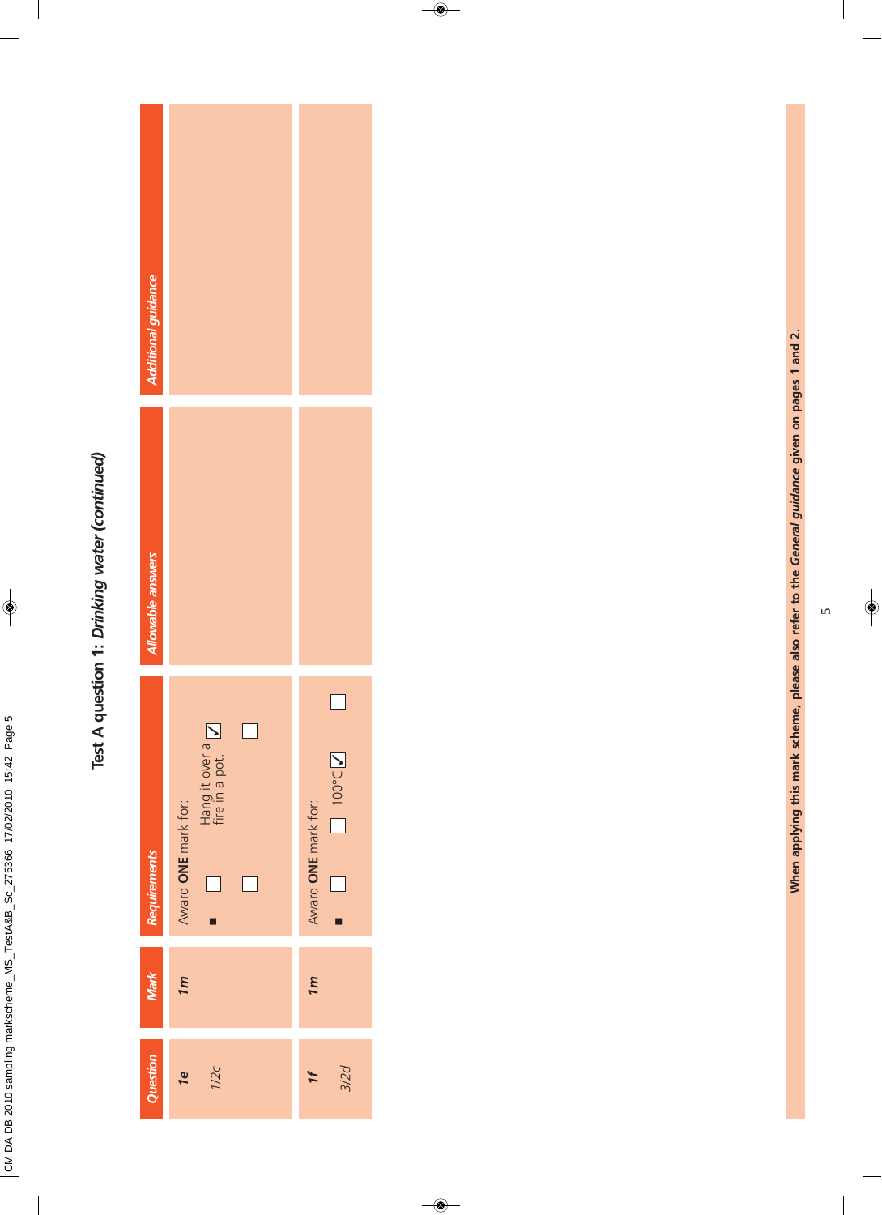# Test A question 1: *Drinking water (continued)*

| Question | Mark | Requirements | Allowable answers | Additional guidance |
|---|---|---|---|---|
| **1e** *1/2c* | *1m* | Award **ONE** mark for: ■ ☐ ☐ Hang it over a fire in a pot. ☑ ☐ | | |
| **1f** *3/2d* | *1m* | Award **ONE** mark for: ■ ☐ ☐ 100°C ☑ ☐ | | |

**When applying this mark scheme, please also refer to the *General guidance* given on pages 1 and 2.**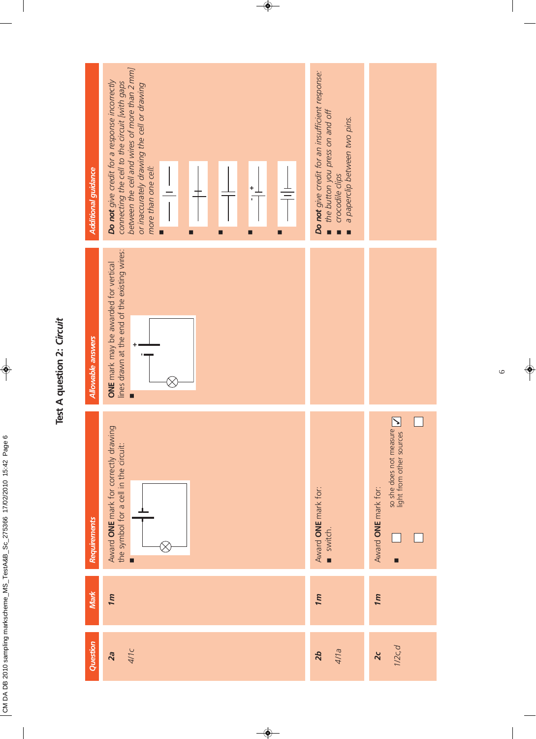# Test A question 2: *Circuit*

| Question | Mark | Requirements | Allowable answers | Additional guidance |
| --- | --- | --- | --- | --- |
| **2a** *4/1c* | *1m* | Award **ONE** mark for correctly drawing the symbol for a cell in the circuit: ■ [circuit diagram] | **ONE** mark may be awarded for vertical lines drawn at the end of the existing wires: ■ [circuit diagram] | ***Do not*** *give credit for a response incorrectly connecting the cell to the circuit [with gaps between the cell and wires of more than 2 mm] or inaccurately drawing the cell or drawing more than one cell:* ■ [diagram] ■ [diagram] ■ [diagram] ■ [diagram] ■ [diagram] |
| **2b** *4/1a* | *1m* | Award **ONE** mark for: ■ switch. | | ***Do not*** *give credit for an insufficient response:* ■ *the button you press on and off* ■ *crocodile clips* ■ *a paperclip between two pins.* |
| **2c** *1/2c,d* | *1m* | Award **ONE** mark for: ■ ☐ ☐ so she does not measure light from other sources ☑ ☐ | | |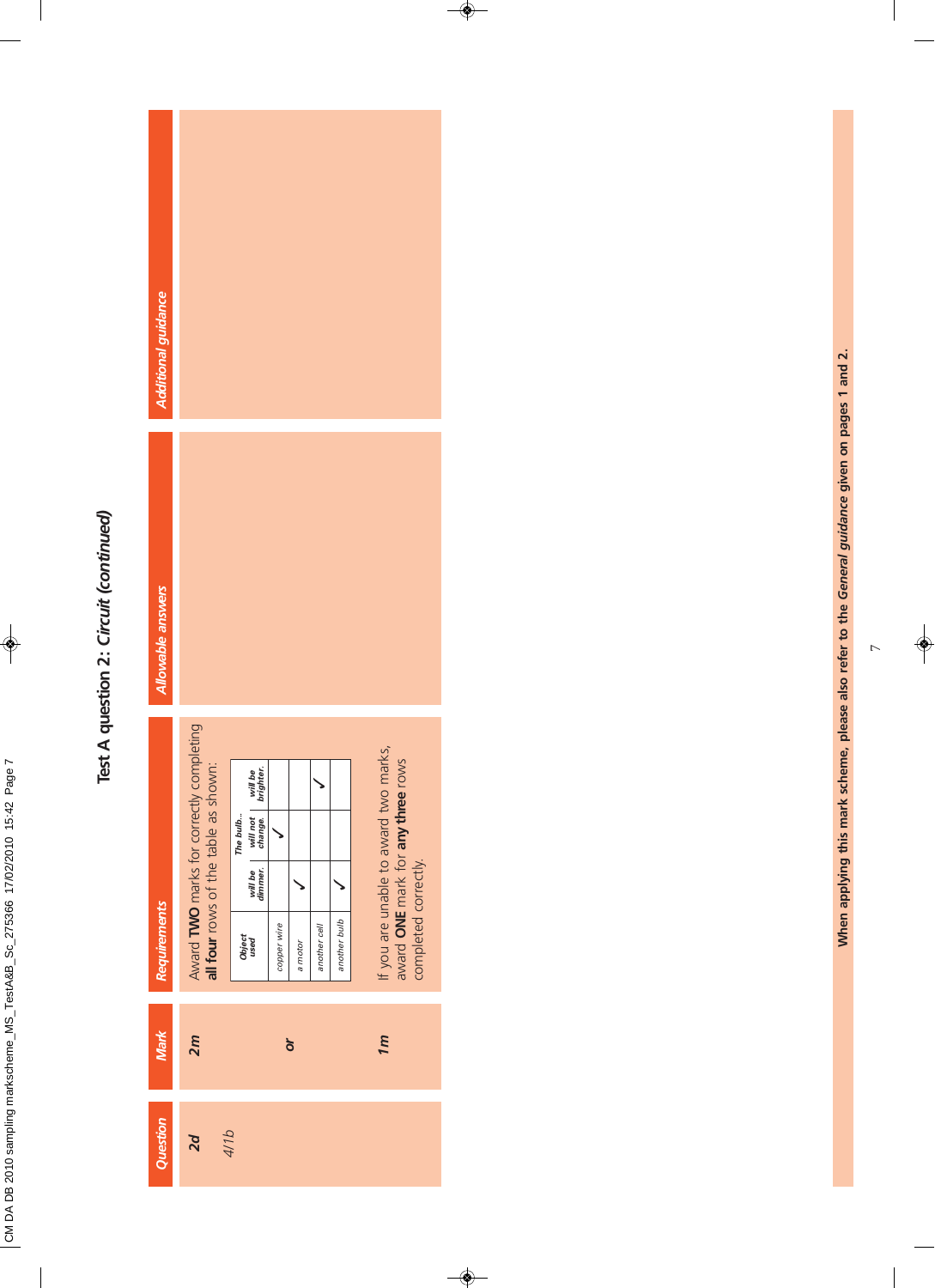# Test A question 2: *Circuit (continued)*

| Question | Mark | Requirements | Allowable answers | Additional guidance |
|---|---|---|---|---|
| **2d** 4/1b | **2m** | Award **TWO** marks for correctly completing **all four** rows of the table as shown: | | |
| | | *(see table below)* | | |
| | *or* | | | |
| | **1m** | If you are unable to award two marks, award **ONE** mark for **any three** rows completed correctly. | | |

| Object used | The bulb... will be dimmer. | will not change. | will be brighter. |
|---|---|---|---|
| copper wire | | ✓ | |
| a motor | ✓ | | |
| another cell | | | ✓ |
| another bulb | ✓ | | |

**When applying this mark scheme, please also refer to the *General guidance* given on pages 1 and 2.**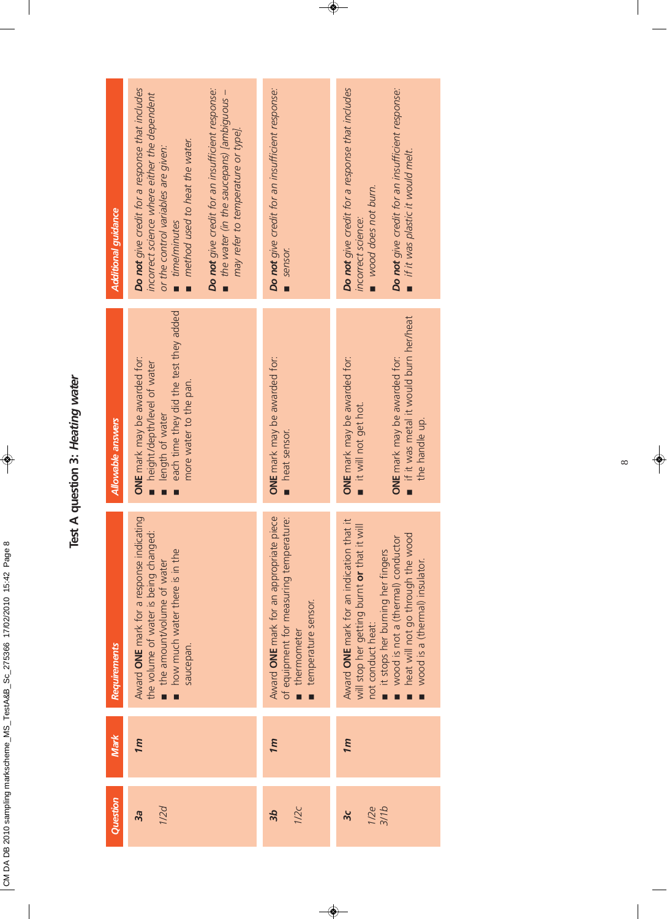# Test A question 3: *Heating water*

| *Question* | *Mark* | *Requirements* | *Allowable answers* | *Additional guidance* |
|---|---|---|---|---|
| **3a**<br>*1/2d* | *1m* | Award **ONE** mark for a response indicating the volume of water is being changed:<br>■ the amount/volume of water<br>■ how much water there is in the saucepan. | **ONE** mark may be awarded for:<br>■ height/depth/level of water<br>■ length of water<br>■ each time they did the test they added more water to the pan. | ***Do not*** *give credit for a response that includes incorrect science where either the dependent or the control variables are given:*<br>■ *time/minutes*<br>■ *method used to heat the water.*<br><br>***Do not*** *give credit for an insufficient response:*<br>■ *the water (in the saucepans) [ambiguous – may refer to temperature or type].* |
| **3b**<br>*1/2c* | *1m* | Award **ONE** mark for an appropriate piece of equipment for measuring temperature:<br>■ thermometer<br>■ temperature sensor. | **ONE** mark may be awarded for:<br>■ heat sensor. | ***Do not*** *give credit for an insufficient response:*<br>■ *sensor.* |
| **3c**<br>*1/2e*<br>*3/1b* | *1m* | Award **ONE** mark for an indication that it will stop her getting burnt **or** that it will not conduct heat:<br>■ it stops her burning her fingers<br>■ wood is not a (thermal) conductor<br>■ heat will not go through the wood<br>■ wood is a (thermal) insulator. | **ONE** mark may be awarded for:<br>■ it will not get hot.<br><br>**ONE** mark may be awarded for:<br>■ if it was metal it would burn her/heat the handle up. | ***Do not*** *give credit for a response that includes incorrect science:*<br>■ *wood does not burn.*<br><br>***Do not*** *give credit for an insufficient response:*<br>■ *if it was plastic it would melt.* |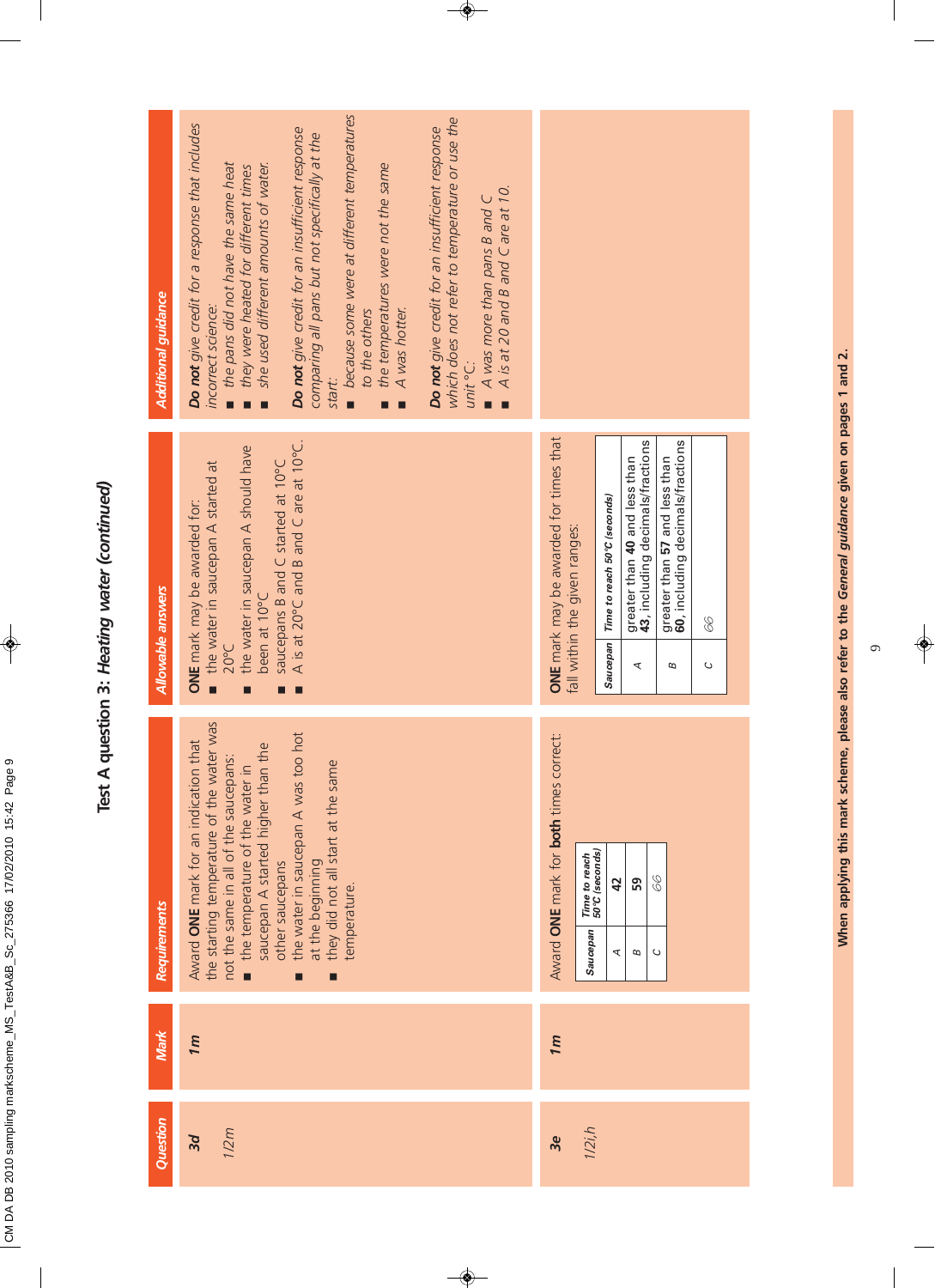# Test A question 3: *Heating water (continued)*

| Question | Mark | Requirements | Allowable answers | Additional guidance |
|---|---|---|---|---|
| **3d** *1/2m* | *1m* | Award **ONE** mark for an indication that the starting temperature of the water was not the same in all of the saucepans: ■ the temperature of the water in saucepan A started higher than the other saucepans ■ the water in saucepan A was too hot at the beginning ■ they did not all start at the same temperature. | **ONE** mark may be awarded for: ■ the water in saucepan A started at 20°C ■ the water in saucepan A should have been at 10°C ■ saucepans B and C started at 10°C ■ A is at 20°C and B and C are at 10°C. | ***Do not*** *give credit for a response that includes incorrect science:* ■ *the pans did not have the same heat* ■ *they were heated for different times* ■ *she used different amounts of water.* ***Do not*** *give credit for an insufficient response comparing all pans but not specifically at the start:* ■ *because some were at different temperatures to the others* ■ *the temperatures were not the same* ■ *A was hotter.* ***Do not*** *give credit for an insufficient response which does not refer to temperature or use the unit °C:* ■ *A was more than pans B and C* ■ *A is at 20 and B and C are at 10.* |
| **3e** *1/2i,h* | *1m* | Award **ONE** mark for **both** times correct: <br> Saucepan A – Time to reach 50°C (seconds): **42** <br> Saucepan B – **59** <br> Saucepan C – *66* | **ONE** mark may be awarded for times that fall within the given ranges: <br> Saucepan A – Time to reach 50°C (seconds): greater than **40** and less than **43**, including decimals/fractions <br> Saucepan B – greater than **57** and less than **60**, including decimals/fractions <br> Saucepan C – *66* | |

**When applying this mark scheme, please also refer to the *General guidance* given on pages 1 and 2.**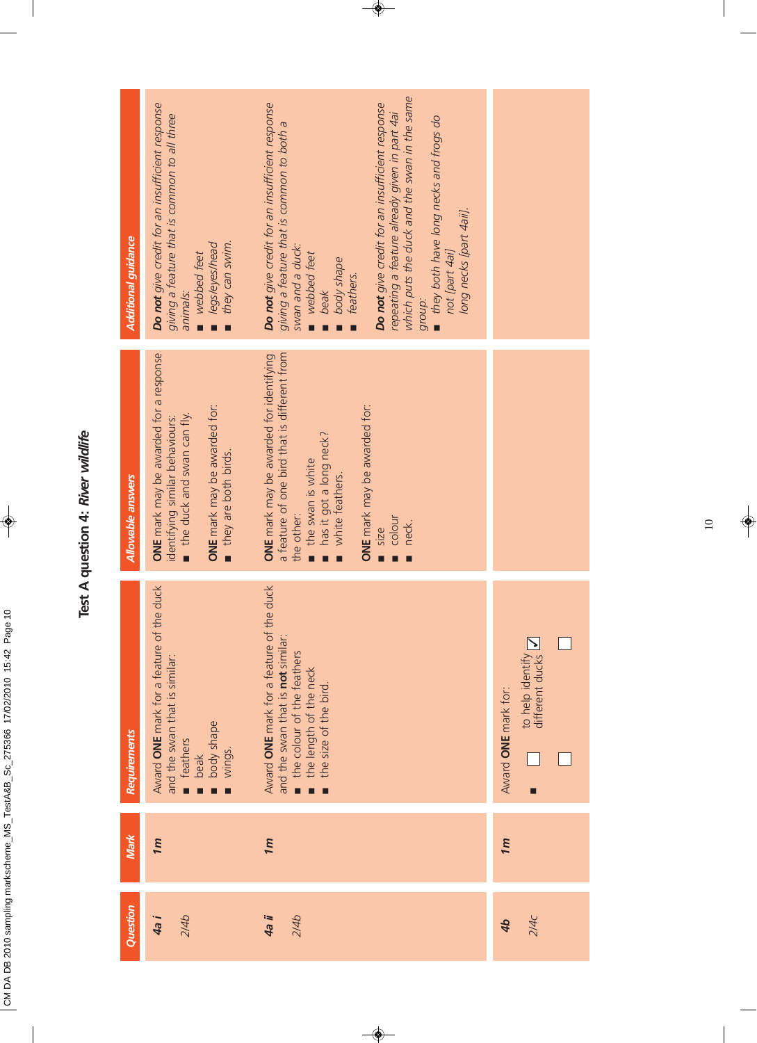# Test A question 4: *River wildlife*

| Question | Mark | Requirements | Allowable answers | Additional guidance |
|---|---|---|---|---|
| **4a i** 2/4b | **1m** | Award **ONE** mark for a feature of the duck and the swan that is similar: ■ feathers ■ beak ■ body shape ■ wings. | **ONE** mark may be awarded for a response identifying similar behaviours: ■ the duck and swan can fly. **ONE** mark may be awarded for: ■ they are both birds. | ***Do not*** *give credit for an insufficient response giving a feature that is common to all three animals:* ■ *webbed feet* ■ *legs/eyes/head* ■ *they can swim.* |
| **4a ii** 2/4b | **1m** | Award **ONE** mark for a feature of the duck and the swan that is **not** similar: ■ the colour of the feathers ■ the length of the neck ■ the size of the bird. | **ONE** mark may be awarded for identifying a feature of one bird that is different from the other: ■ the swan is white ■ has it got a long neck? ■ white feathers. **ONE** mark may be awarded for: ■ size ■ colour ■ neck. | ***Do not*** *give credit for an insufficient response giving a feature that is common to both a swan and a duck:* ■ *webbed feet* ■ *beak* ■ *body shape* ■ *feathers.* ***Do not*** *give credit for an insufficient response repeating a feature already given in part 4ai which puts the duck and the swan in the same group:* ■ *they both have long necks and frogs do not [part 4ai] long necks [part 4aii].* |
| **4b** 2/4c | **1m** | Award **ONE** mark for: ■ ☐ ☐ to help identify different ducks ☑ ☐ | | |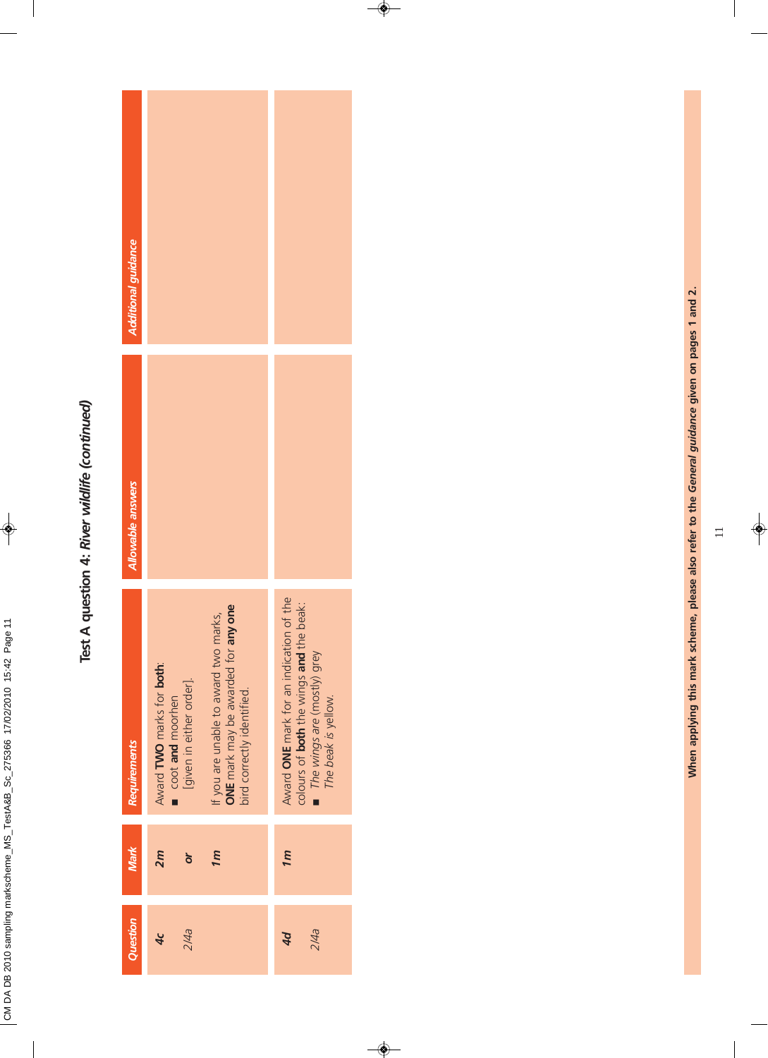## Test A question 4: *River wildlife (continued)*

| Question | Mark | Requirements | Allowable answers | Additional guidance |
|---|---|---|---|---|
| **4c**<br>*2/4a* | **2m**<br>*or*<br>**1m** | Award **TWO** marks for **both**:<br>■ coot **and** moorhen<br>[given in either order].<br><br>If you are unable to award two marks, **ONE** mark may be awarded for **any one** bird correctly identified. | | |
| **4d**<br>*2/4a* | **1m** | Award **ONE** mark for an indication of the colours of **both** the wings **and** the beak:<br>■ *The wings are (mostly) grey*<br>*The beak is yellow.* | | |

**When applying this mark scheme, please also refer to the *General guidance* given on pages 1 and 2.**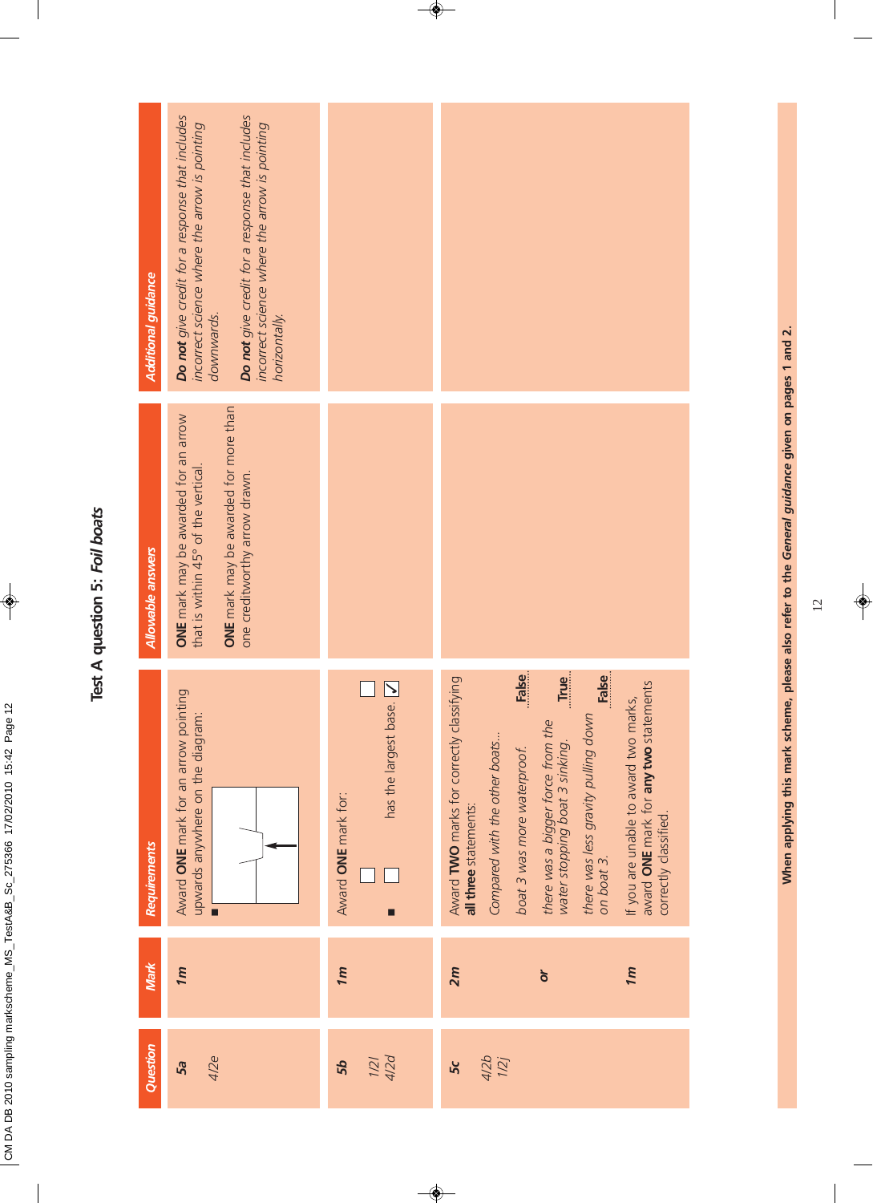# Test A question 5: *Foil boats*

| Question | Mark | Requirements | Allowable answers | Additional guidance |
|---|---|---|---|---|
| **5a** *4/2e* | **1m** | Award **ONE** mark for an arrow pointing upwards anywhere on the diagram: ■ | **ONE** mark may be awarded for an arrow that is within 45° of the vertical. **ONE** mark may be awarded for more than one creditworthy arrow drawn. | ***Do not*** *give credit for a response that includes incorrect science where the arrow is pointing downwards.* ***Do not*** *give credit for a response that includes incorrect science where the arrow is pointing horizontally.* |
| **5b** *1/2l 4/2d* | **1m** | Award **ONE** mark for: ■ has the largest base. ☑ | | |
| **5c** *4/2b 1/2j* | **2m** *or* **1m** | Award **TWO** marks for correctly classifying **all three** statements: *Compared with the other boats...* *boat 3 was more waterproof.* **False** *there was a bigger force from the water stopping boat 3 sinking.* **True** *there was less gravity pulling down on boat 3.* **False** If you are unable to award two marks, award **ONE** mark for **any two** statements correctly classified. | | |

**When applying this mark scheme, please also refer to the *General guidance* given on pages 1 and 2.**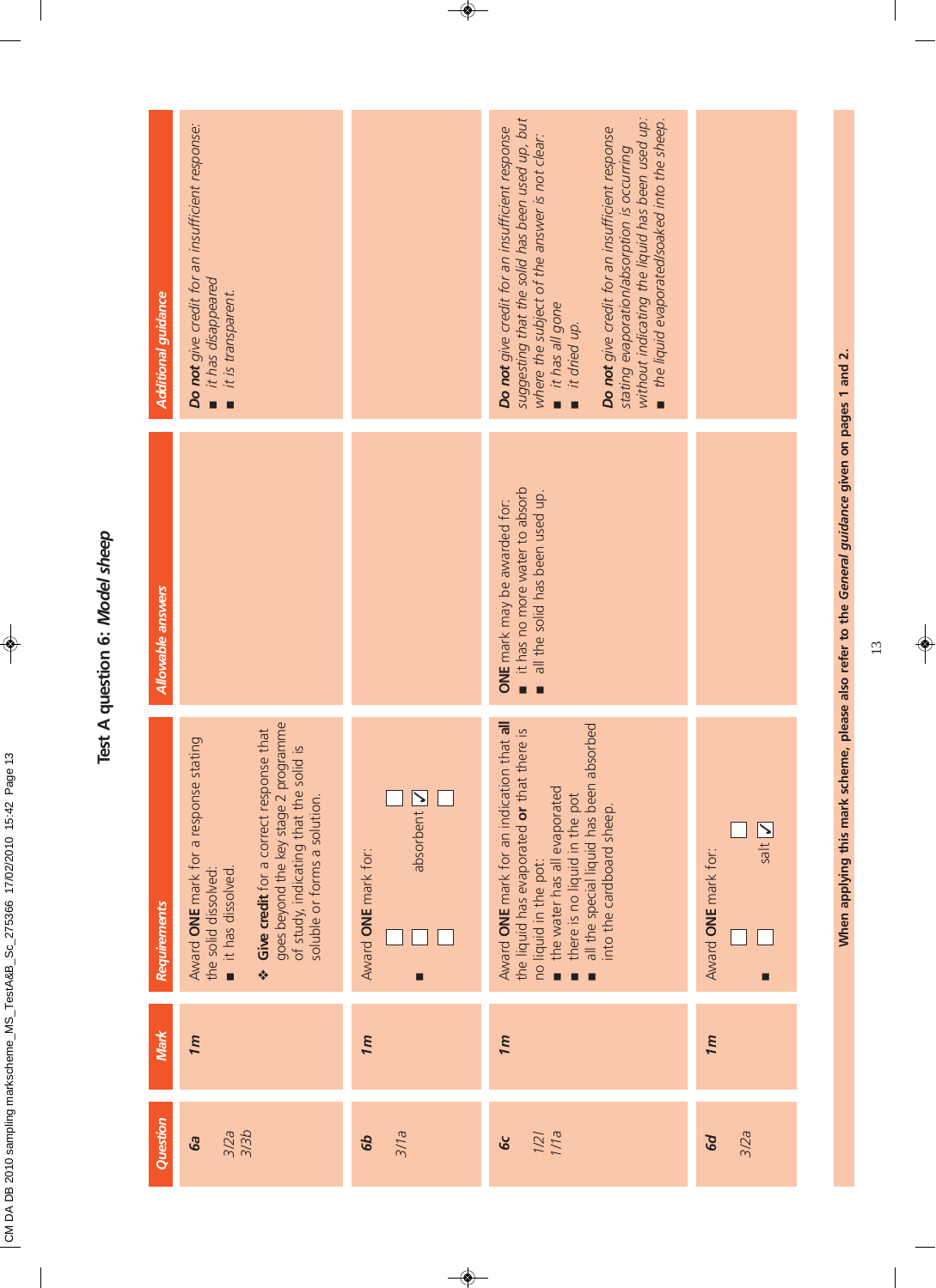# Test A question 6: *Model sheep*

| Question | Mark | Requirements | Allowable answers | Additional guidance |
|---|---|---|---|---|
| **6a** 3/2a 3/3b | **1m** | Award **ONE** mark for a response stating the solid dissolved: ■ it has dissolved. ❖ **Give credit** for a correct response that goes beyond the key stage 2 programme of study, indicating that the solid is soluble or forms a solution. | | ***Do not*** *give credit for an insufficient response:* ■ *it has disappeared* ■ *it is transparent.* |
| **6b** 3/1a | **1m** | Award **ONE** mark for: ■ ☐ ☐ absorbent ☑ ☐ ☐ ☐ | | |
| **6c** 1/2l 1/1a | **1m** | Award **ONE** mark for an indication that **all** the liquid has evaporated **or** that there is no liquid in the pot: ■ the water has all evaporated ■ there is no liquid in the pot ■ all the special liquid has been absorbed into the cardboard sheep. | **ONE** mark may be awarded for: ■ it has no more water to absorb ■ all the solid has been used up. | ***Do not*** *give credit for an insufficient response suggesting that the solid has been used up, but where the subject of the answer is not clear:* ■ *it has all gone* ■ *it dried up.* ***Do not*** *give credit for an insufficient response stating evaporation/absorption is occurring without indicating the liquid has been used up:* ■ *the liquid evaporated/soaked into the sheep.* |
| **6d** 3/2a | **1m** | Award **ONE** mark for: ■ ☐ ☐ ☐ salt ☑ | | |

**When applying this mark scheme, please also refer to the *General guidance* given on pages 1 and 2.**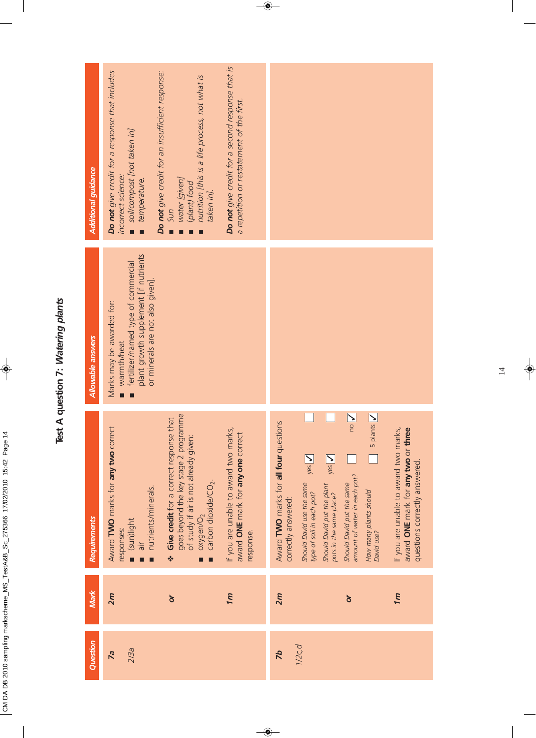# Test A question 7: *Watering plants*

| Question | Mark | Requirements | Allowable answers | Additional guidance |
|---|---|---|---|---|
| **7a** <br> 2/3a | **2m** <br><br> ***or*** <br><br> **1m** | Award **TWO** marks for **any two** correct responses: <br> ■ (sun)light <br> ■ air <br> ■ nutrients/minerals. <br><br> ❖ **Give credit** for a correct response that goes beyond the key stage 2 programme of study if air is not already given: <br> ■ oxygen/$O_2$ <br> ■ carbon dioxide/$CO_2$. <br><br> If you are unable to award two marks, award **ONE** mark for **any one** correct response. | Marks may be awarded for: <br> ■ warmth/heat <br> ■ fertilizer/named type of commercial plant growth supplement [if nutrients or minerals are not also given]. | ***Do not*** *give credit for a response that includes incorrect science:* <br> ■ *soil/compost [not taken in]* <br> ■ *temperature.* <br><br> ***Do not*** *give credit for an insufficient response:* <br> ■ *Sun* <br> ■ *water [given]* <br> ■ *(plant) food* <br> ■ *nutrition [this is a life process, not what is taken in].* <br><br> ***Do not*** *give credit for a second response that is a repetition or restatement of the first.* |
| **7b** <br> 1/2c,d | **2m** <br><br> ***or*** <br><br> **1m** | Award **TWO** marks for **all four** questions correctly answered: <br> *Should David use the same type of soil in each pot?* yes ✓ <br> *Should David put the plant pots in the same place?* yes ✓ <br> *Should David put the same amount of water in each pot?* no ✓ <br> *How many plants should David use?* 5 plants ✓ <br><br> If you are unable to award two marks, award **ONE** mark for **any two** or **three** questions correctly answered. | | |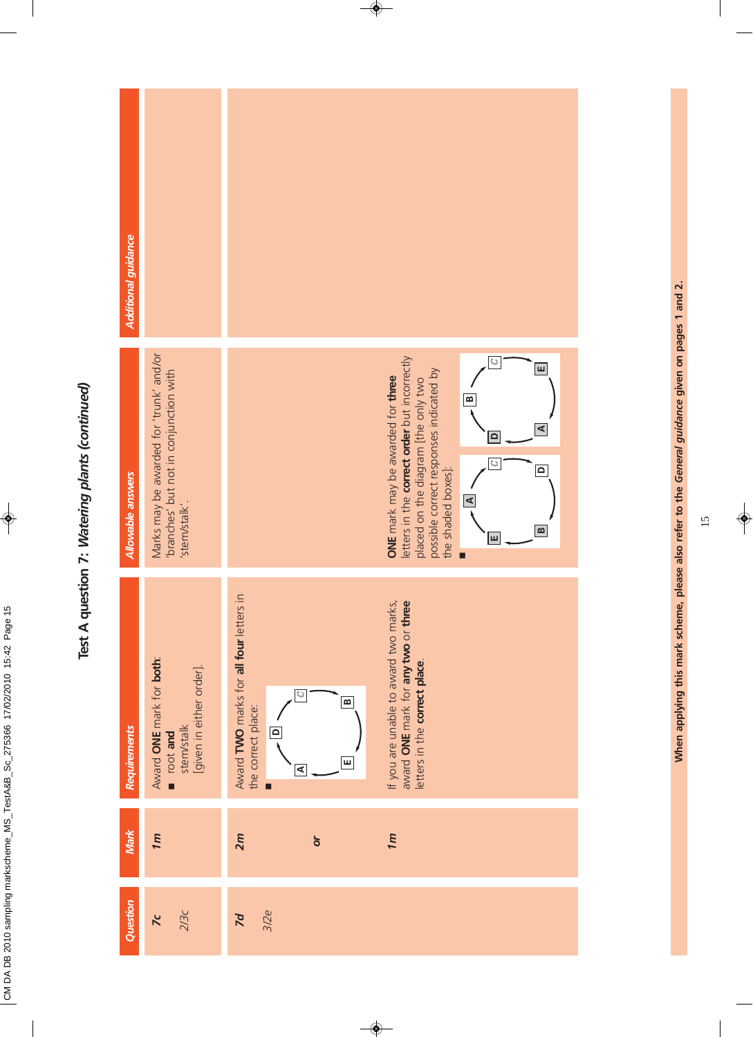# Test A question 7: Watering plants (continued)

| Question | Mark | Requirements | Allowable answers | Additional guidance |
|---|---|---|---|---|
| **7c** 2/3c | **1m** | Award **ONE** mark for **both**: ■ root **and** stem/stalk [given in either order]. | Marks may be awarded for 'trunk' and/or 'branches' but not in conjunction with 'stem/stalk'. | |
| **7d** 3/2e | **2m** | Award **TWO** marks for **all four** letters in the correct place: ■ [cycle diagram: D, B, E, A] | | |
| | *or* | | | |
| | **1m** | If you are unable to award two marks, award **ONE** mark for **any two** or **three** letters in the **correct place**. | **ONE** mark may be awarded for **three** letters in the **correct order** but incorrectly placed on the diagram [the only two possible correct responses indicated by the shaded boxes]: ■ [cycle diagrams: A, C, D, B, E and B, C, E, A, D] | |

**When applying this mark scheme, please also refer to the *General guidance* given on pages 1 and 2.**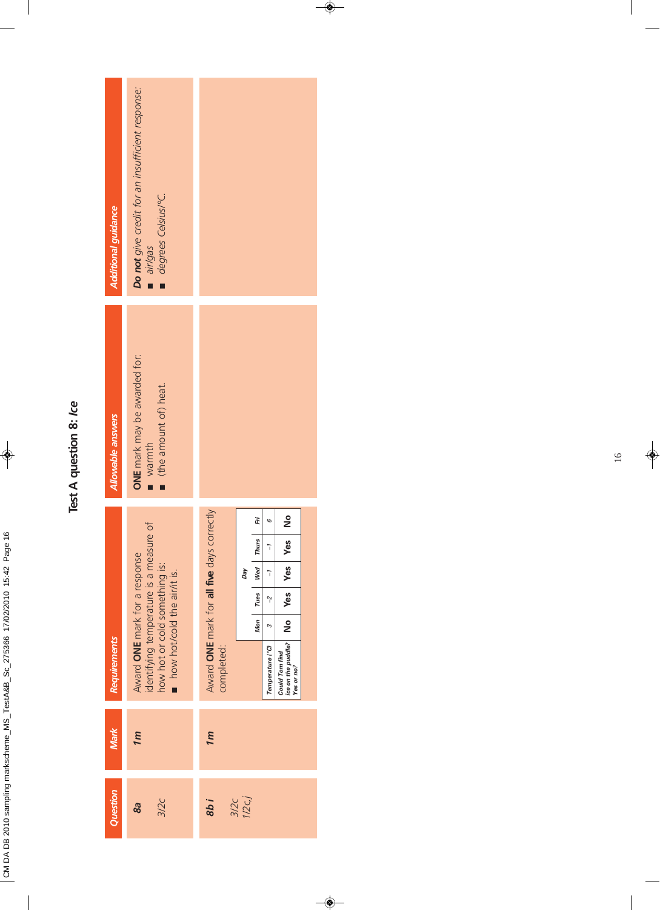# Test A question 8: *Ice*

| Question | Mark | Requirements | Allowable answers | Additional guidance |
|---|---|---|---|---|
| **8a**<br>3/2c | ***1m*** | Award **ONE** mark for a response identifying temperature is a measure of how hot or cold something is:<br>■ how hot/cold the air/it is. | **ONE** mark may be awarded for:<br>■ warmth<br>■ (the amount of) heat. | ***Do not*** *give credit for an insufficient response:*<br>■ *air/gas*<br>■ *degrees Celsius/°C.* |
| **8b i**<br>3/2c<br>1/2c,j | ***1m*** | Award **ONE** mark for **all five** days correctly completed: (see table below) | | |

| | Mon | Tues | Wed | Thurs | Fri |
|---|---|---|---|---|---|
| *Temperature (°C)* | *3* | *−2* | *−1* | *−1* | *6* |
| *Could Tom find ice on the puddle? Yes or no?* | **No** | **Yes** | **Yes** | **Yes** | **No** |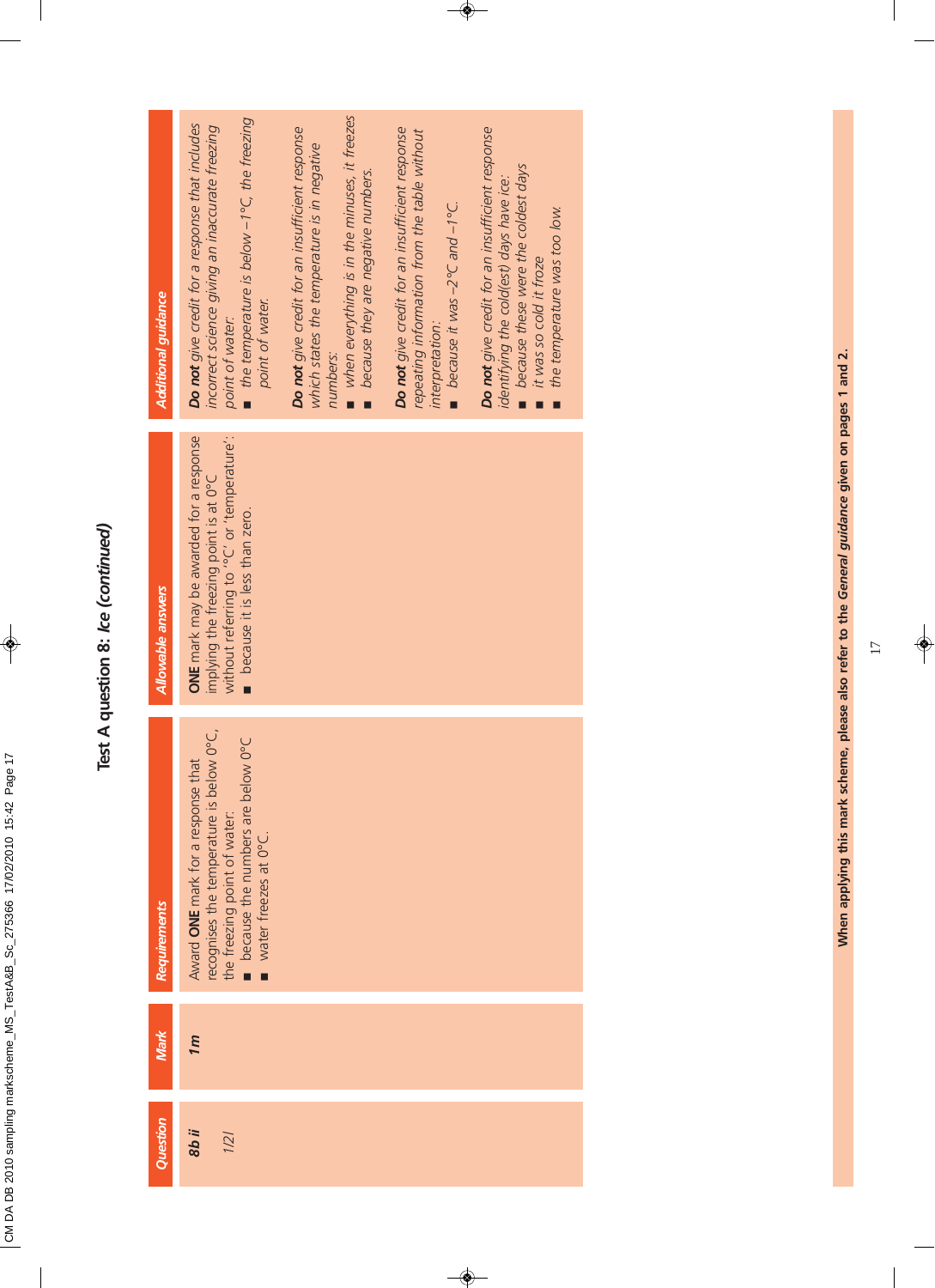# Test A question 8: *Ice (continued)*

| Question | Mark | Requirements | Allowable answers | Additional guidance |
|---|---|---|---|---|
| **8b ii** *1/2/l* | *1m* | Award **ONE** mark for a response that recognises the temperature is below 0°C, the freezing point of water: ■ because the numbers are below 0°C ■ water freezes at 0°C. | **ONE** mark may be awarded for a response implying the freezing point is at 0°C without referring to '°C' or 'temperature': ■ because it is less than zero. | ***Do not*** *give credit for a response that includes incorrect science giving an inaccurate freezing point of water:* ■ *the temperature is below −1°C, the freezing point of water.* ***Do not*** *give credit for an insufficient response which states the temperature is in negative numbers:* ■ *when everything is in the minuses, it freezes* ■ *because they are negative numbers.* ***Do not*** *give credit for an insufficient response repeating information from the table without interpretation:* ■ *because it was −2°C and −1°C.* ***Do not*** *give credit for an insufficient response identifying the cold(est) days have ice:* ■ *because these were the coldest days* ■ *it was so cold it froze* ■ *the temperature was too low.* |

**When applying this mark scheme, please also refer to the *General guidance* given on pages 1 and 2.**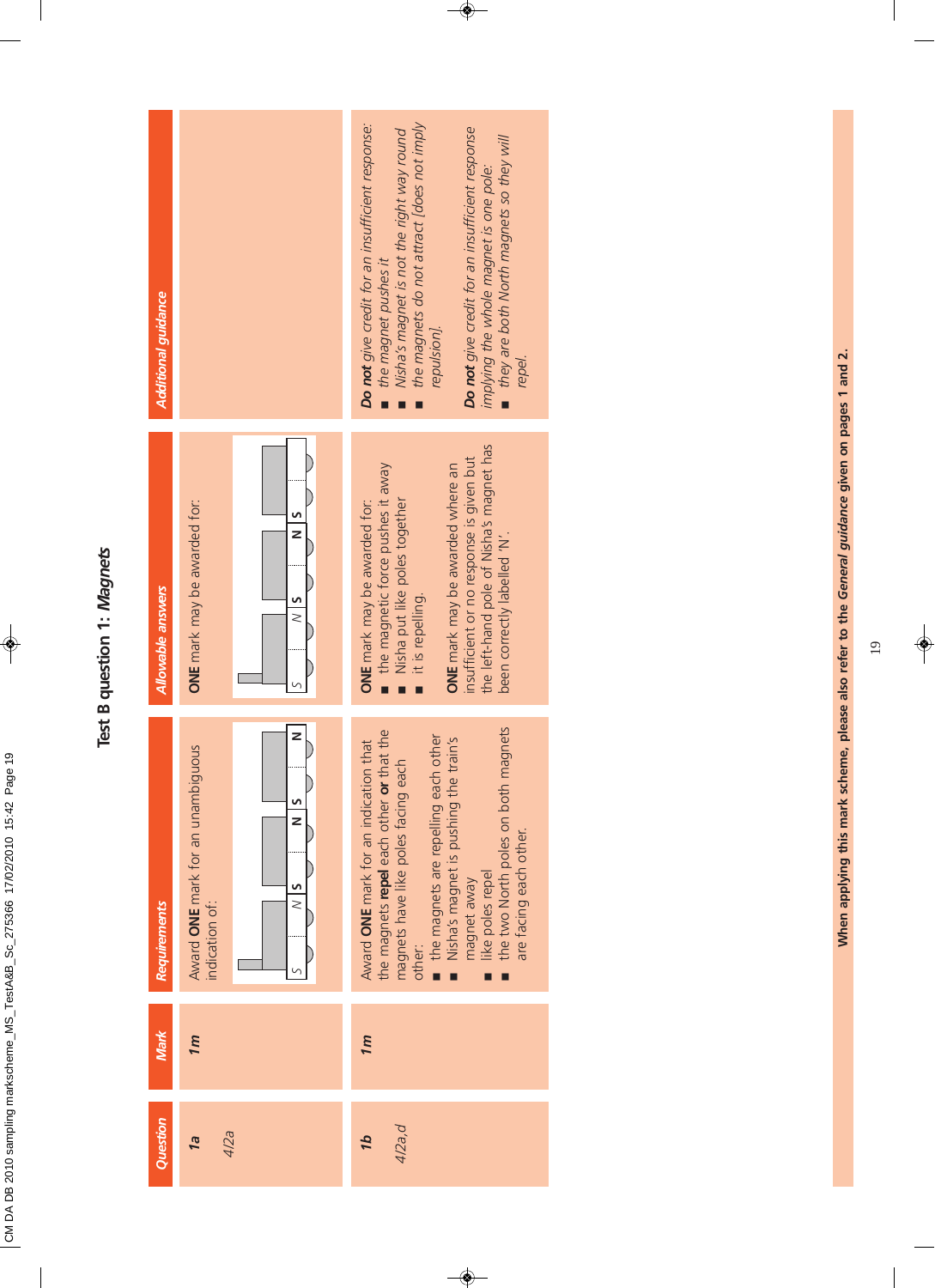# Test B question 1: *Magnets*

| Question | Mark | Requirements | Allowable answers | Additional guidance |
|---|---|---|---|---|
| **1a** *4/2a* | **1m** | Award **ONE** mark for an unambiguous indication of: S N \| S N \| N | **ONE** mark may be awarded for: S N \| S N \| S | |
| **1b** *4/2a,d* | **1m** | Award **ONE** mark for an indication that the magnets **repel** each other **or** that the magnets have like poles facing each other: ■ the magnets are repelling each other ■ Nisha's magnet is pushing the train's magnet away ■ like poles repel ■ the two North poles on both magnets are facing each other. | **ONE** mark may be awarded for: ■ the magnetic force pushes it away ■ Nisha put like poles together ■ it is repelling. **ONE** mark may be awarded where an insufficient or no response is given but the left-hand pole of Nisha's magnet has been correctly labelled 'N'. | ***Do not*** *give credit for an insufficient response:* ■ *the magnet pushes it* ■ *Nisha's magnet is not the right way round* ■ *the magnets do not attract [does not imply repulsion].* ***Do not*** *give credit for an insufficient response implying the whole magnet is one pole:* ■ *they are both North magnets so they will repel.* |

**When applying this mark scheme, please also refer to the *General guidance* given on pages 1 and 2.**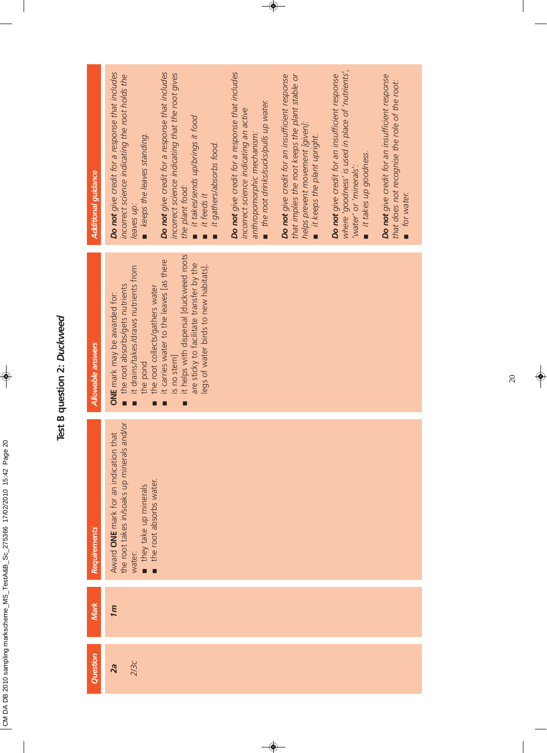# Test B question 2: *Duckweed*

| Question | Mark | Requirements | Allowable answers | Additional guidance |
|---|---|---|---|---|
| **2a**<br><br>2/3c | *1m* | Award **ONE** mark for an indication that the root takes in/soaks up minerals and/or water:<br>■ they take up minerals<br>■ the root absorbs water. | **ONE** mark may be awarded for:<br>■ the root absorbs/gets nutrients<br>■ it drains/takes/draws nutrients from the pond<br>■ the root collects/gathers water<br>■ it carries water to the leaves [as there is no stem]<br>■ it helps with dispersal [duckweed roots are sticky to facilitate transfer by the legs of water birds to new habitats]. | ***Do not*** *give credit for a response that includes incorrect science indicating the root holds the leaves up:*<br>■ *keeps the leaves standing.*<br><br>***Do not*** *give credit for a response that includes incorrect science indicating that the root gives the plant food:*<br>■ *it takes/sends up/brings it food*<br>■ *it feeds it*<br>■ *it gathers/absorbs food.*<br><br>***Do not*** *give credit for a response that includes incorrect science indicating an active anthropomorphic mechanism:*<br>■ *the root drinks/sucks/pulls up water.*<br><br>***Do not*** *give credit for an insufficient response that implies the root keeps the plant stable or helps prevent movement [given]:*<br>■ *it keeps the plant upright.*<br><br>***Do not*** *give credit for an insufficient response where 'goodness' is used in place of 'nutrients', 'water' or 'minerals':*<br>■ *it takes up goodness.*<br><br>***Do not*** *give credit for an insufficient response that does not recognise the role of the root:*<br>■ *for water.* |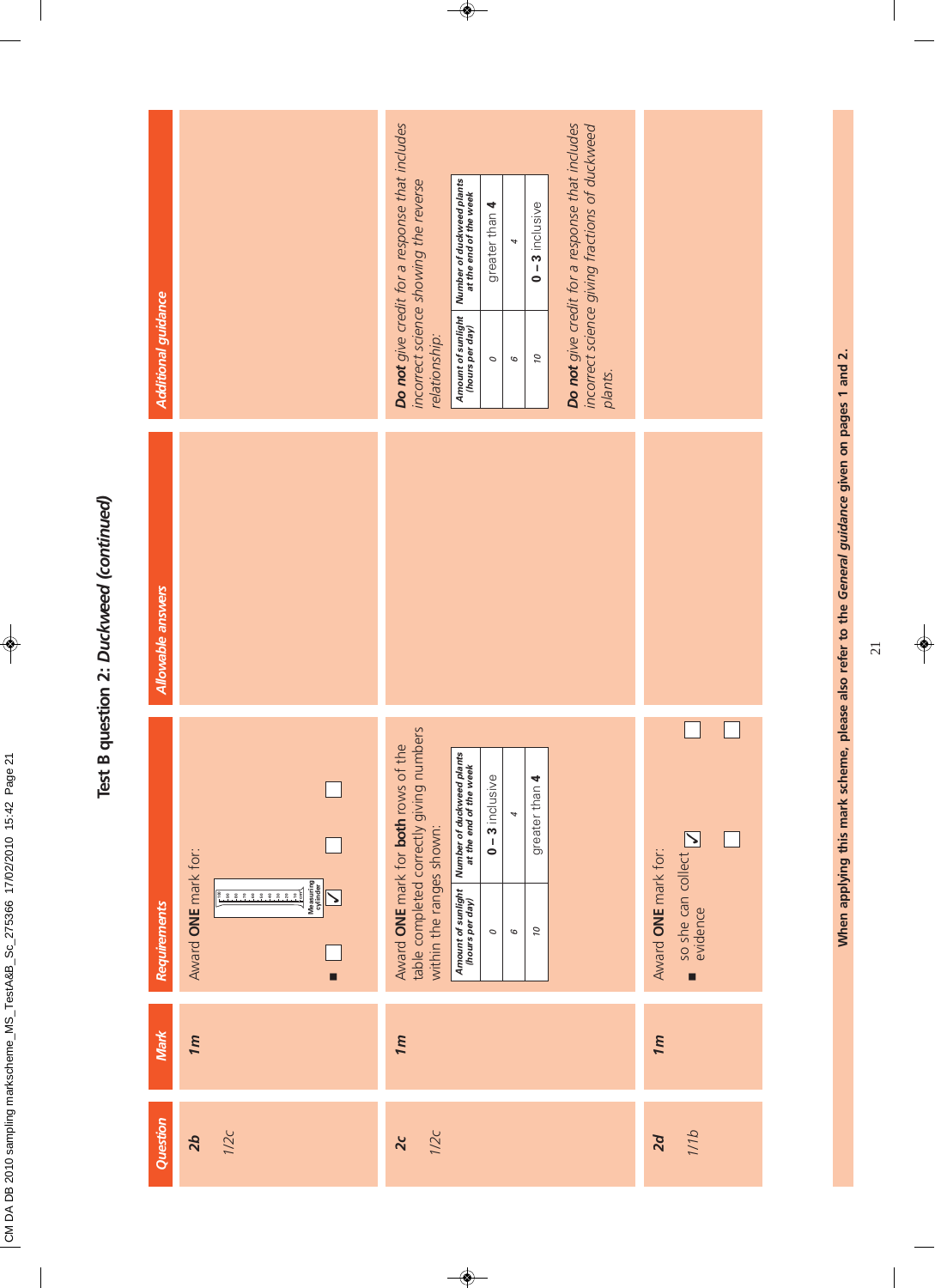# Test B question 2: *Duckweed (continued)*

| Question | Mark | Requirements | Allowable answers | Additional guidance |
|---|---|---|---|---|
| **2b** *1/2c* | **1m** | Award **ONE** mark for: ■ ☐ Measuring cylinder ☑ ☐ ☐ | | |
| **2c** *1/2c* | **1m** | Award **ONE** mark for **both** rows of the table completed correctly giving numbers within the ranges shown: <br> *Amount of sunlight (hours per day)* / *Number of duckweed plants at the end of the week*: <br> *0* — **0 – 3** inclusive <br> *6* — *4* <br> *10* — greater than **4** | | ***Do not*** *give credit for a response that includes incorrect science showing the reverse relationship:* <br> *Amount of sunlight (hours per day)* / *Number of duckweed plants at the end of the week*: <br> *0* — greater than **4** <br> *6* — *4* <br> *10* — **0 – 3** inclusive <br><br> ***Do not*** *give credit for a response that includes incorrect science giving fractions of duckweed plants.* |
| **2d** *1/1b* | **1m** | Award **ONE** mark for: ■ so she can collect evidence ☑ ☐ ☐ ☐ | | |

**When applying this mark scheme, please also refer to the *General guidance* given on pages 1 and 2.**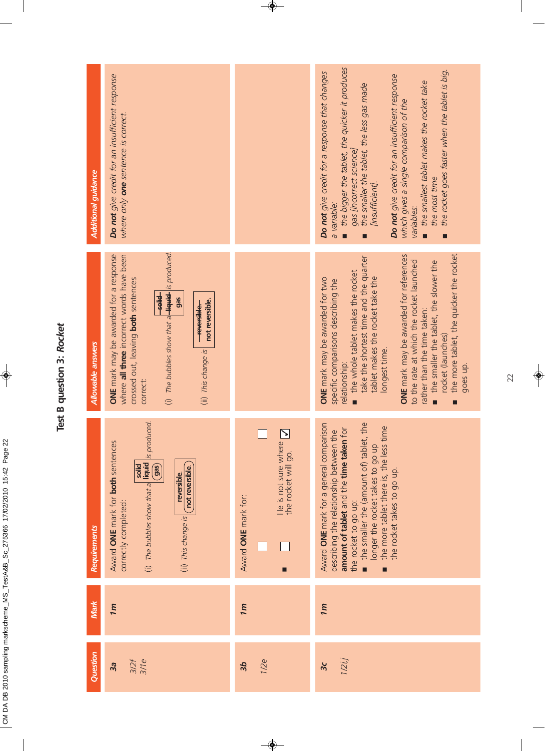# Test B question 3: *Rocket*

| Question | Mark | Requirements | Allowable answers | Additional guidance |
|---|---|---|---|---|
| **3a** <br> 3/2f <br> 3/1e | **1m** | Award **ONE** mark for **both** sentences correctly completed: <br> (i) *The bubbles show that a* solid / liquid / (gas) *is produced.* <br> (ii) *This change is* reversible. / (not reversible). | **ONE** mark may be awarded for a response where **all three** incorrect words have been crossed out, leaving **both** sentences correct: <br> (i) *The bubbles show that a* ~~solid~~ ~~liquid~~ gas *is produced.* <br> (ii) *This change is* ~~reversible.~~ not reversible. | ***Do not*** *give credit for an insufficient response where only* ***one*** *sentence is correct.* |
| **3b** <br> 1/2e | **1m** | Award **ONE** mark for: <br> ■ He is not sure where the rocket will go. ✓ | | |
| **3c** <br> 1/2i,j | **1m** | Award **ONE** mark for a general comparison describing the relationship between the **amount of tablet** and the **time taken** for the rocket to go up: <br> ■ the smaller the (amount of) tablet, the longer the rocket takes to go up <br> ■ the more tablet there is, the less time the rocket takes to go up. | **ONE** mark may be awarded for two specific comparisons describing the relationship: <br> ■ the whole tablet makes the rocket take the shortest time and the quarter tablet makes the rocket take the longest time. <br> **ONE** mark may be awarded for references to the rate at which the rocket launched rather than the time taken: <br> ■ the smaller the tablet, the slower the rocket (launches) <br> ■ the more tablet, the quicker the rocket goes up. | ***Do not*** *give credit for a response that changes a variable:* <br> ■ *the bigger the tablet, the quicker it produces gas [incorrect science]* <br> ■ *the smaller the tablet, the less gas made [insufficient].* <br> ***Do not*** *give credit for an insufficient response which gives a single comparison of the variables:* <br> ■ *the smallest tablet makes the rocket take the most time* <br> ■ *the rocket goes faster when the tablet is big.* |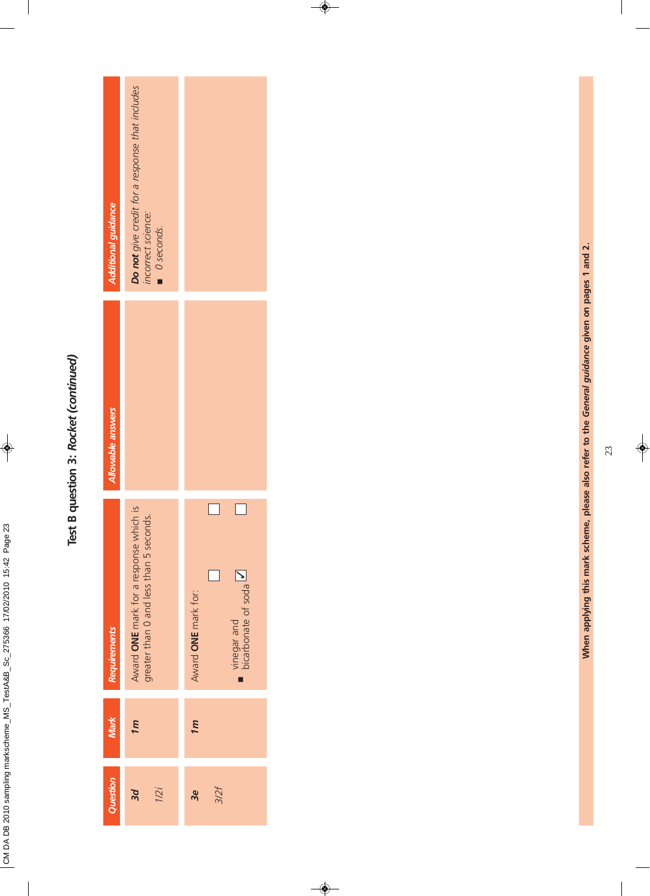## Test B question 3: *Rocket (continued)*

| Question | Mark | Requirements | Allowable answers | Additional guidance |
|---|---|---|---|---|
| **3d** *1/2i* | *1m* | Award **ONE** mark for a response which is greater than 0 and less than 5 seconds. | | ***Do not** give credit for a response that includes incorrect science:* ■ *0 seconds.* |
| **3e** *3/2f* | *1m* | Award **ONE** mark for: ■ vinegar and bicarbonate of soda ☐ ☑ ☐ ☐ | | |

**When applying this mark scheme, please also refer to the *General guidance* given on pages 1 and 2.**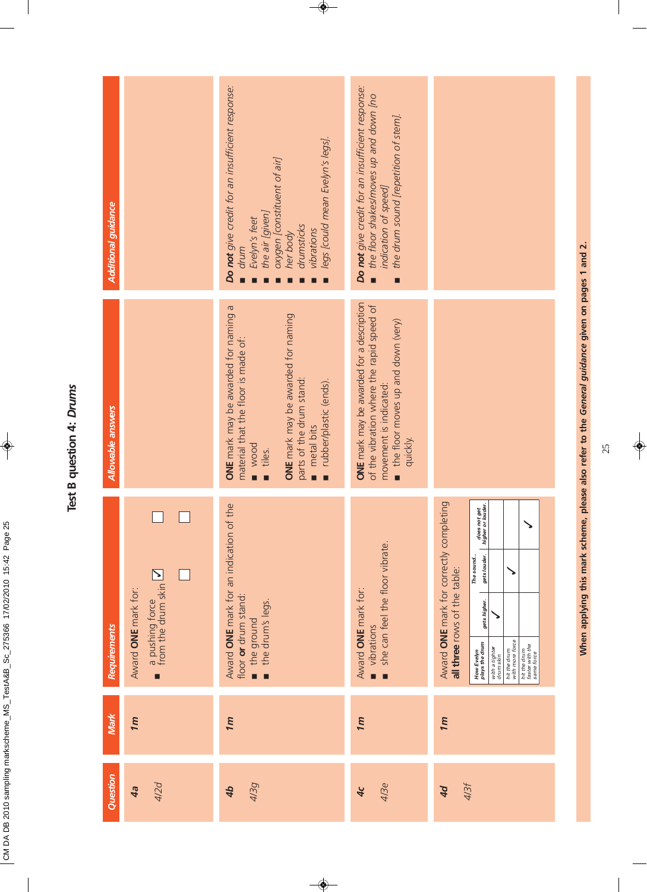# Test B question 4: *Drums*

| Question | Mark | Requirements | Allowable answers | Additional guidance |
|---|---|---|---|---|
| **4a** *4/2d* | *1m* | Award **ONE** mark for: ■ a pushing force from the drum skin ☑ | | |
| **4b** *4/3g* | *1m* | Award **ONE** mark for an indication of the floor **or** drum stand: ■ the ground ■ the drum's legs. | **ONE** mark may be awarded for naming a material that the floor is made of: ■ wood ■ tiles. **ONE** mark may be awarded for naming parts of the drum stand: ■ metal bits ■ rubber/plastic (ends). | ***Do not*** *give credit for an insufficient response:* ■ *drum* ■ *Evelyn's feet* ■ *the air [given]* ■ *oxygen [constituent of air]* ■ *her body* ■ *drumsticks* ■ *vibrations* ■ *legs [could mean Evelyn's legs].* |
| **4c** *4/3e* | *1m* | Award **ONE** mark for: ■ vibrations ■ she can feel the floor vibrate. | **ONE** mark may be awarded for a description of the vibration where the rapid speed of movement is indicated: ■ the floor moves up and down (very) quickly. | ***Do not*** *give credit for an insufficient response:* ■ *the floor shakes/moves up and down [no indication of speed]* ■ *the drum sound [repetition of stem].* |
| **4d** *4/3f* | *1m* | Award **ONE** mark for correctly completing **all three** rows of the table: (see table below) | | |

| How Evelyn plays the drum | The sound... gets higher. | gets louder. | does not get higher or louder. |
|---|---|---|---|
| with a tighter drum skin | ✓ | | |
| hit the drum with more force | | ✓ | |
| hit the drum faster with the same force | | | ✓ |

**When applying this mark scheme, please also refer to the *General guidance* given on pages 1 and 2.**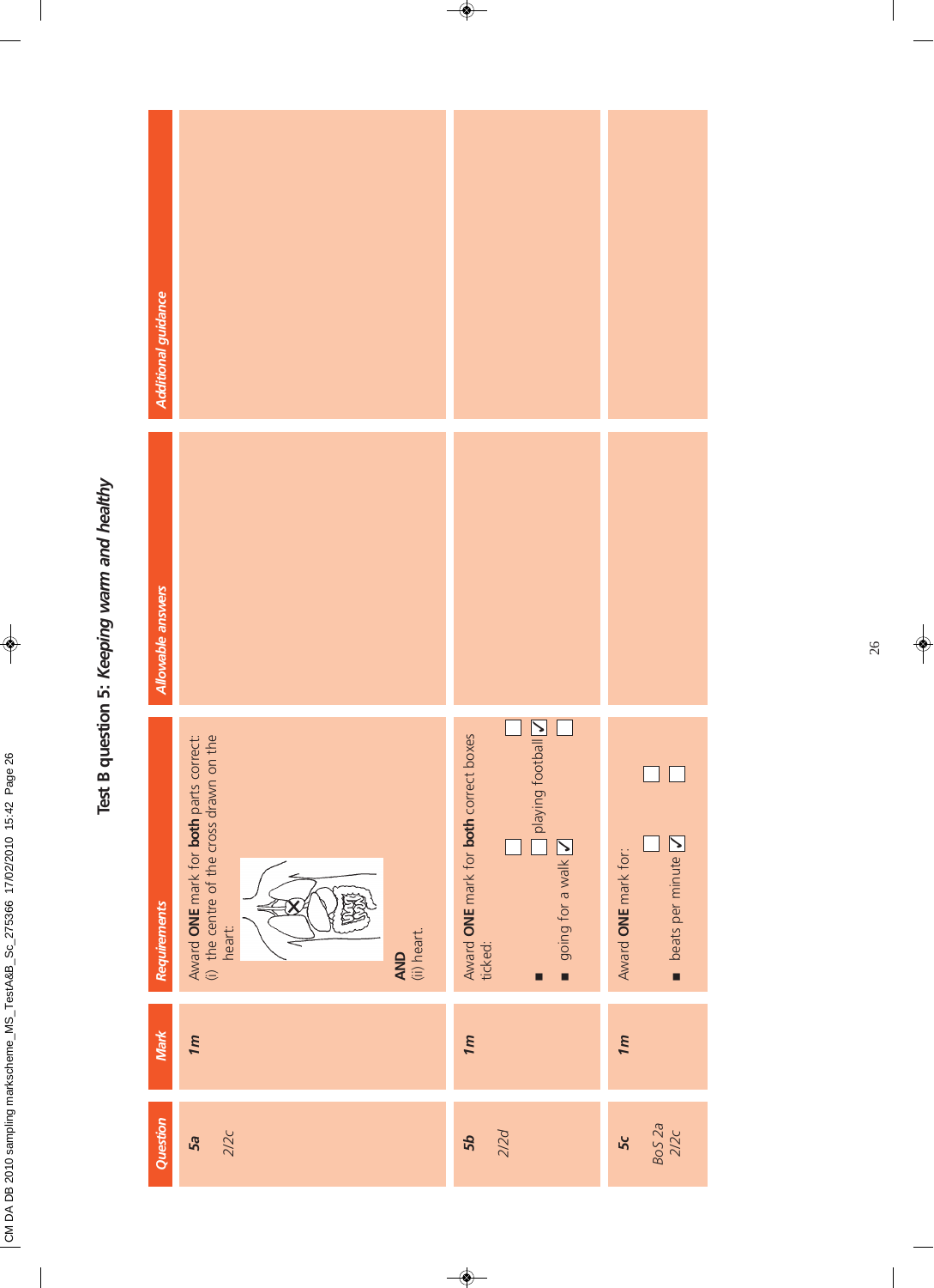# Test B question 5: *Keeping warm and healthy*

| Question | Mark | Requirements | Allowable answers | Additional guidance |
|---|---|---|---|---|
| **5a** 2/2c | **1m** | Award **ONE** mark for **both** parts correct: (i) the centre of the cross drawn on the heart: **AND** (ii) heart. | | |
| **5b** 2/2d | **1m** | Award **ONE** mark for **both** correct boxes ticked: ■ going for a walk ☑ ■ playing football ☑ | | |
| **5c** BoS 2a 2/2c | **1m** | Award **ONE** mark for: ■ beats per minute ☑ | | |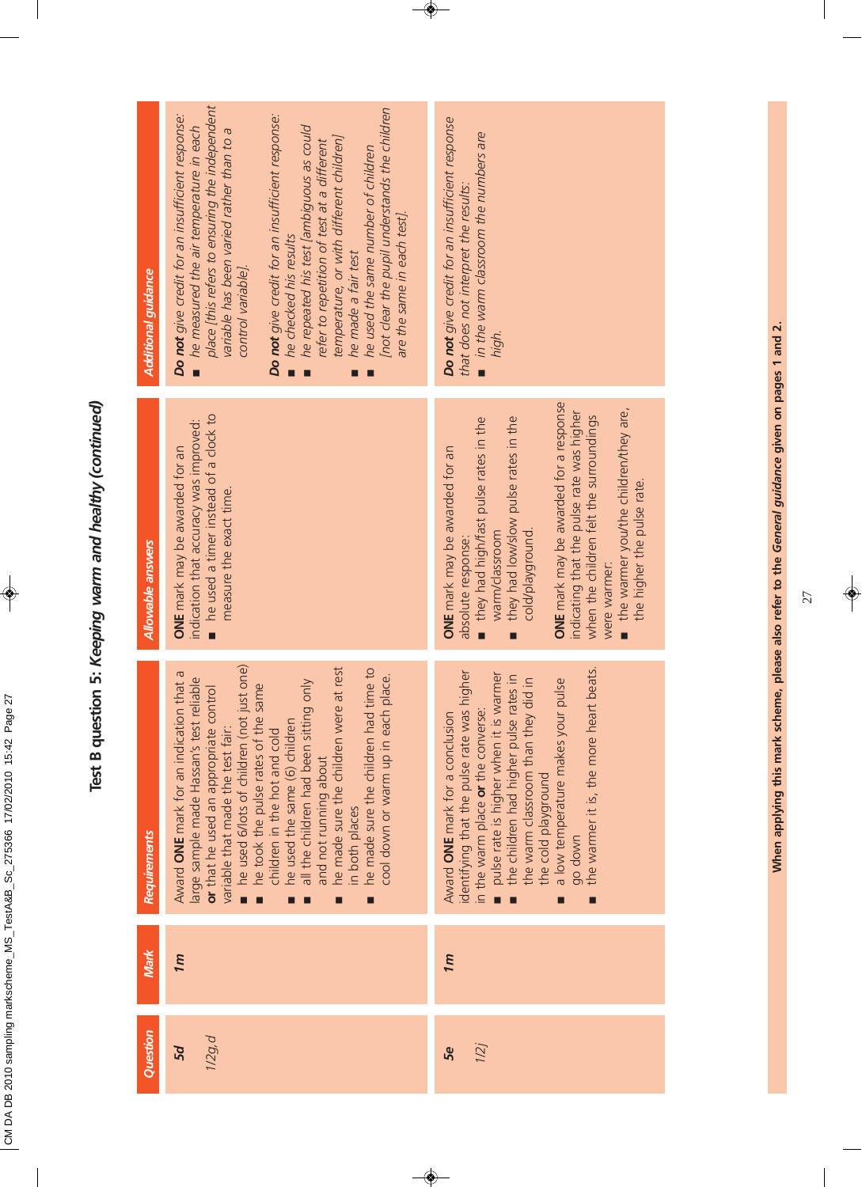# Test B question 5: *Keeping warm and healthy (continued)*

| Question | Mark | Requirements | Allowable answers | Additional guidance |
|---|---|---|---|---|
| **5d**<br>*1/2g,d* | *1m* | Award **ONE** mark for an indication that a large sample made Hassan's test reliable **or** that he used an appropriate control variable that made the test fair:<br>■ he used 6/lots of children (not just one)<br>■ he took the pulse rates of the same children in the hot and cold<br>■ he used the same (6) children<br>■ all the children had been sitting only and not running about<br>■ he made sure the children were at rest in both places<br>■ he made sure the children had time to cool down or warm up in each place. | **ONE** mark may be awarded for an indication that accuracy was improved:<br>■ he used a timer instead of a clock to measure the exact time. | ***Do not*** *give credit for an insufficient response:*<br>■ *he measured the air temperature in each place [this refers to ensuring the independent variable has been varied rather than to a control variable].*<br><br>***Do not*** *give credit for an insufficient response:*<br>■ *he checked his results*<br>■ *he repeated his test [ambiguous as could refer to repetition of test at a different temperature, or with different children]*<br>■ *he made a fair test*<br>■ *he used the same number of children [not clear the pupil understands the children are the same in each test].* |
| **5e**<br>*1/2j* | *1m* | Award **ONE** mark for a conclusion identifying that the pulse rate was higher in the warm place **or** the converse:<br>■ pulse rate is higher when it is warmer<br>■ the children had higher pulse rates in the warm classroom than they did in the cold playground<br>■ a low temperature makes your pulse go down<br>■ the warmer it is, the more heart beats. | **ONE** mark may be awarded for an absolute response:<br>■ they had high/fast pulse rates in the warm/classroom<br>■ they had low/slow pulse rates in the cold/playground.<br><br>**ONE** mark may be awarded for a response indicating that the pulse rate was higher when the children felt the surroundings were warmer:<br>■ the warmer you/the children/they are, the higher the pulse rate. | ***Do not*** *give credit for an insufficient response that does not interpret the results:*<br>■ *in the warm classroom the numbers are high.* |

**When applying this mark scheme, please also refer to the *General guidance* given on pages 1 and 2.**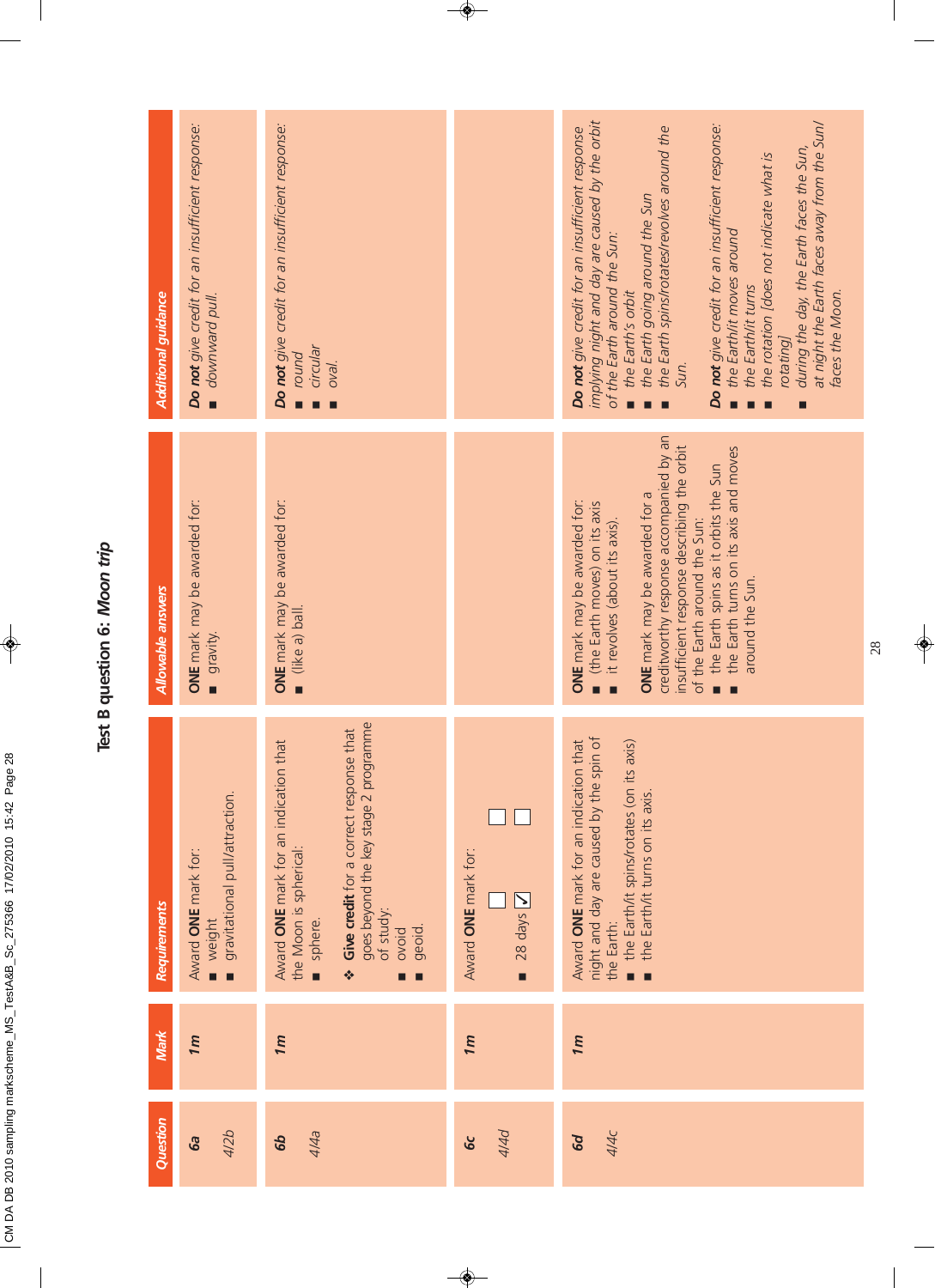# Test B question 6: *Moon trip*

| Question | Mark | Requirements | Allowable answers | Additional guidance |
|---|---|---|---|---|
| **6a** *4/2b* | **1m** | Award **ONE** mark for: ■ weight ■ gravitational pull/attraction. | **ONE** mark may be awarded for: ■ gravity. | ***Do not*** *give credit for an insufficient response:* ■ *downward pull.* |
| **6b** *4/4a* | **1m** | Award **ONE** mark for an indication that the Moon is spherical: ■ sphere. ❖ **Give credit** for a correct response that goes beyond the key stage 2 programme of study: ■ ovoid ■ geoid. | **ONE** mark may be awarded for: ■ (like a) ball. | ***Do not*** *give credit for an insufficient response:* ■ *round* ■ *circular* ■ *oval.* |
| **6c** *4/4d* | **1m** | Award **ONE** mark for: ■ 28 days ☑ | | |
| **6d** *4/4c* | **1m** | Award **ONE** mark for an indication that night and day are caused by the spin of the Earth: ■ the Earth/it spins/rotates (on its axis) ■ the Earth/it turns on its axis. | **ONE** mark may be awarded for: ■ (the Earth moves) on its axis ■ it revolves (about its axis). **ONE** mark may be awarded for a creditworthy response accompanied by an insufficient response describing the orbit of the Earth around the Sun: ■ the Earth spins as it orbits the Sun ■ the Earth turns on its axis and moves around the Sun. | ***Do not*** *give credit for an insufficient response implying night and day are caused by the orbit of the Earth around the Sun:* ■ *the Earth's orbit* ■ *the Earth going around the Sun* ■ *the Earth spins/rotates/revolves around the Sun.* ***Do not*** *give credit for an insufficient response:* ■ *the Earth/it moves around* ■ *the Earth/it turns* ■ *the rotation [does not indicate what is rotating]* ■ *during the day, the Earth faces the Sun, at night the Earth faces away from the Sun/faces the Moon.* |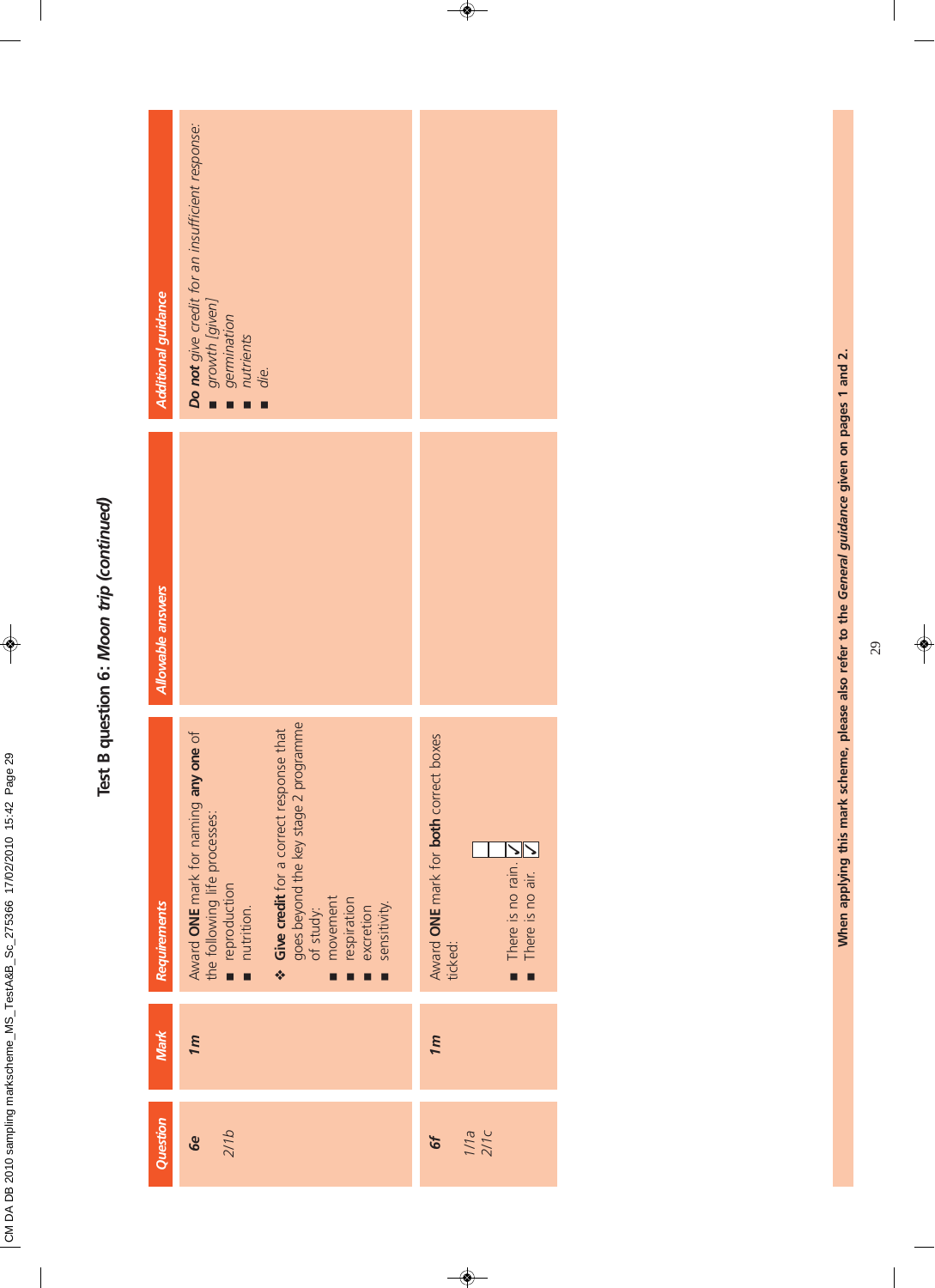# Test B question 6: *Moon trip (continued)*

| Question | Mark | Requirements | Allowable answers | Additional guidance |
|---|---|---|---|---|
| **6e**<br><br>*2/1b* | *1m* | Award **ONE** mark for naming **any one** of the following life processes:<br>■ reproduction<br>■ nutrition.<br><br>❖ **Give credit** for a correct response that goes beyond the key stage 2 programme of study:<br>■ movement<br>■ respiration<br>■ excretion<br>■ sensitivity. | | ***Do not*** *give credit for an insufficient response:*<br>■ *growth [given]*<br>■ *germination*<br>■ *nutrients*<br>■ *die.* |
| **6f**<br><br>*1/1a*<br>*2/1c* | *1m* | Award **ONE** mark for **both** correct boxes ticked:<br><br>■ There is no rain. ✓<br>■ There is no air. ✓ | | |

**When applying this mark scheme, please also refer to the *General guidance* given on pages 1 and 2.**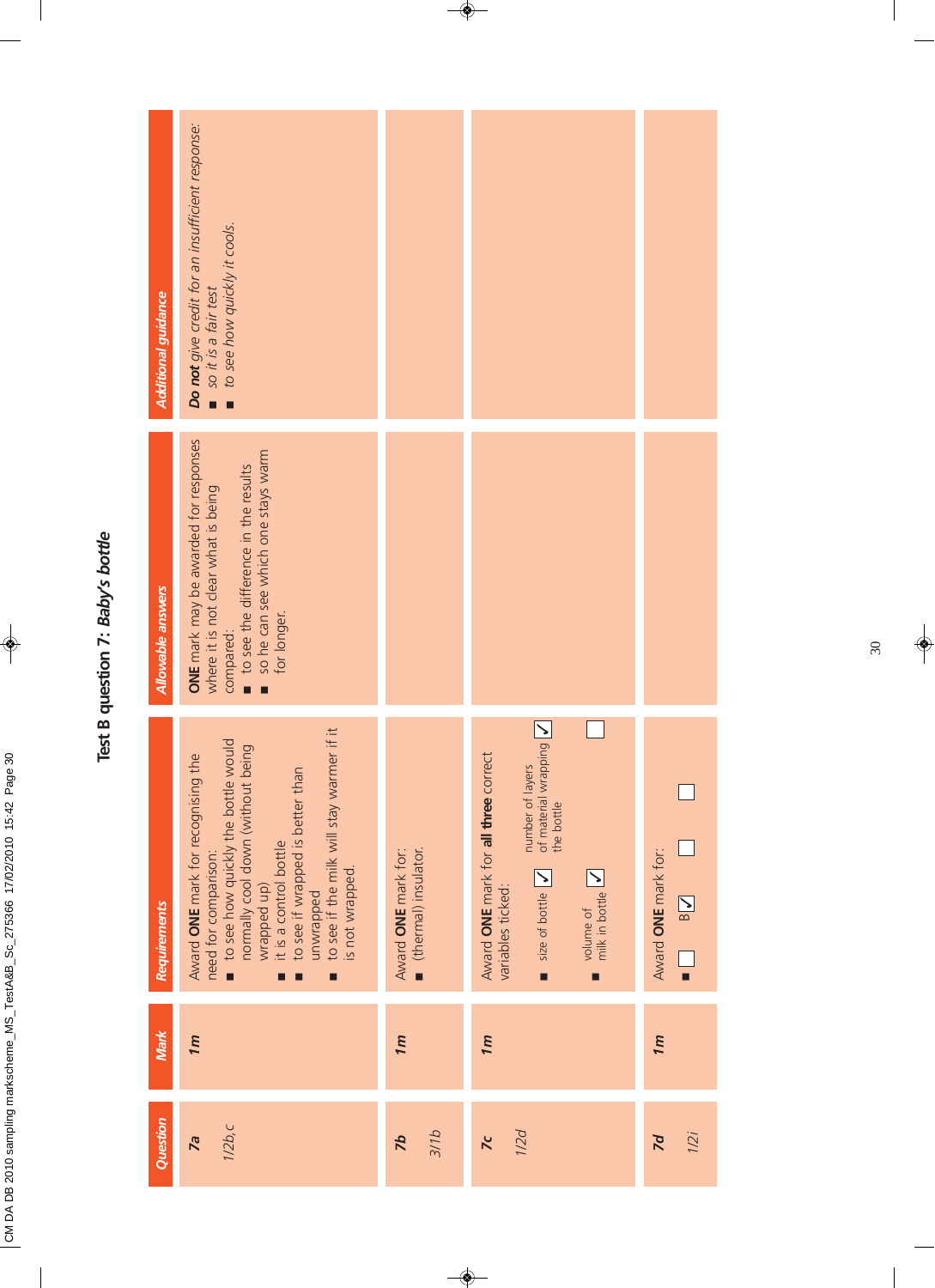# Test B question 7: *Baby's bottle*

| Question | Mark | Requirements | Allowable answers | Additional guidance |
|---|---|---|---|---|
| **7a** <br> *1/2b,c* | **1m** | Award **ONE** mark for recognising the need for comparison:<br>■ to see how quickly the bottle would normally cool down (without being wrapped up)<br>■ it is a control bottle<br>■ to see if wrapped is better than unwrapped<br>■ to see if the milk will stay warmer if it is not wrapped. | **ONE** mark may be awarded for responses where it is not clear what is being compared:<br>■ to see the difference in the results<br>■ so he can see which one stays warm for longer. | ***Do not*** *give credit for an insufficient response:*<br>■ *so it is a fair test*<br>■ *to see how quickly it cools.* |
| **7b** <br> *3/1b* | **1m** | Award **ONE** mark for:<br>■ (thermal) insulator. | | |
| **7c** <br> *1/2d* | **1m** | Award **ONE** mark for **all three** correct variables ticked:<br>■ size of bottle ☑ &nbsp; number of layers of material wrapping the bottle ☑<br>■ volume of milk in bottle ☑ &nbsp; ☐ | | |
| **7d** <br> *1/2i* | **1m** | Award **ONE** mark for:<br>■ ☐ &nbsp; B ☑ &nbsp; ☐ &nbsp; ☐ | | |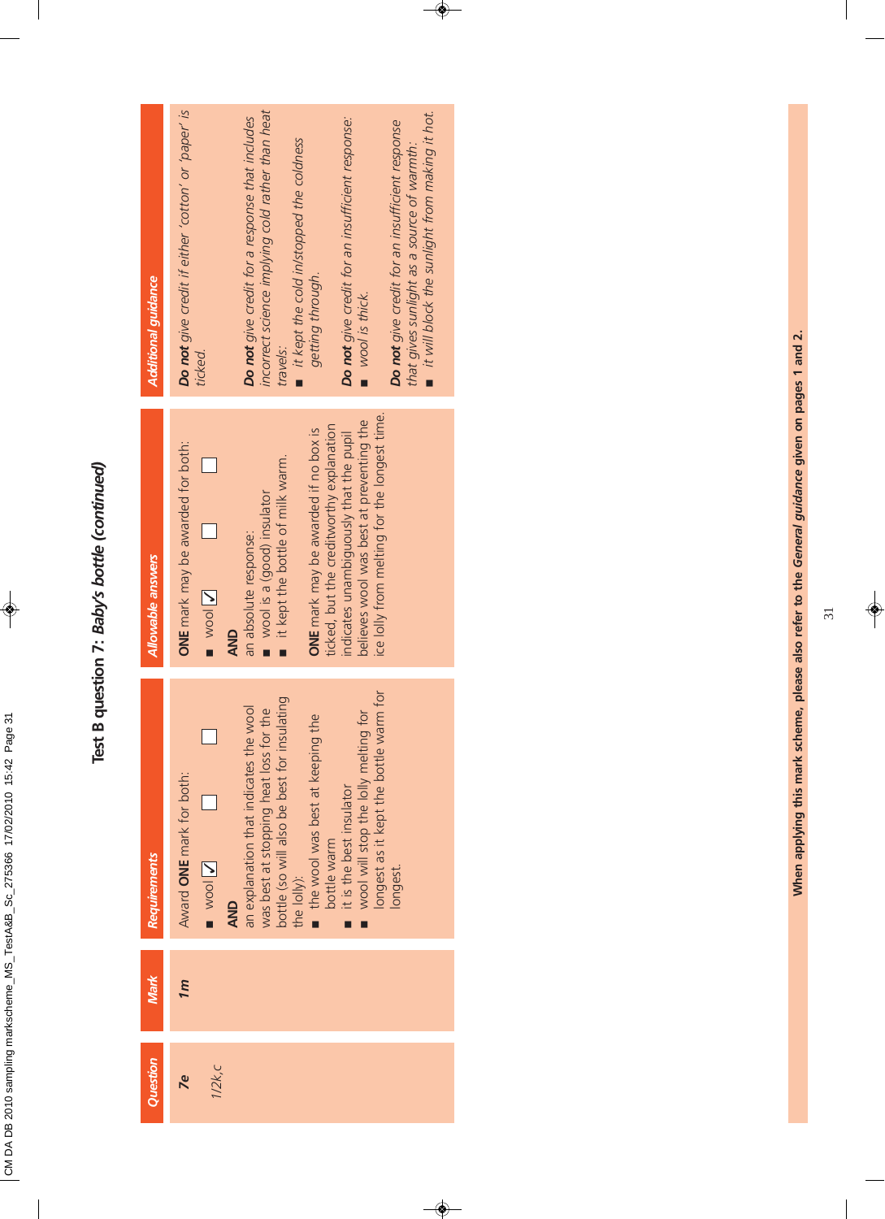# Test B question 7: *Baby's bottle (continued)*

| Question | Mark | Requirements | Allowable answers | Additional guidance |
|---|---|---|---|---|
| **7e** <br> *1/2k,c* | **1m** | Award **ONE** mark for both: <br> ■ wool ☑ ☐ ☐ <br> **AND** <br> an explanation that indicates the wool was best at stopping heat loss for the bottle (so will also be best for insulating the lolly): <br> ■ the wool was best at keeping the bottle warm <br> ■ it is the best insulator <br> ■ wool will stop the lolly melting for longest as it kept the bottle warm for longest. | **ONE** mark may be awarded for both: <br> ■ wool ☑ ☐ ☐ <br> **AND** <br> an absolute response: <br> ■ wool is a (good) insulator <br> ■ it kept the bottle of milk warm. <br><br> **ONE** mark may be awarded if no box is ticked, but the creditworthy explanation indicates unambiguously that the pupil believes wool was best at preventing the ice lolly from melting for the longest time. | ***Do not*** *give credit if either 'cotton' or 'paper' is ticked.* <br><br> ***Do not*** *give credit for a response that includes incorrect science implying cold rather than heat travels:* <br> ■ *it kept the cold in/stopped the coldness getting through.* <br><br> ***Do not*** *give credit for an insufficient response:* <br> ■ *wool is thick.* <br><br> ***Do not*** *give credit for an insufficient response that gives sunlight as a source of warmth:* <br> ■ *it will block the sunlight from making it hot.* |

**When applying this mark scheme, please also refer to the *General guidance* given on pages 1 and 2.**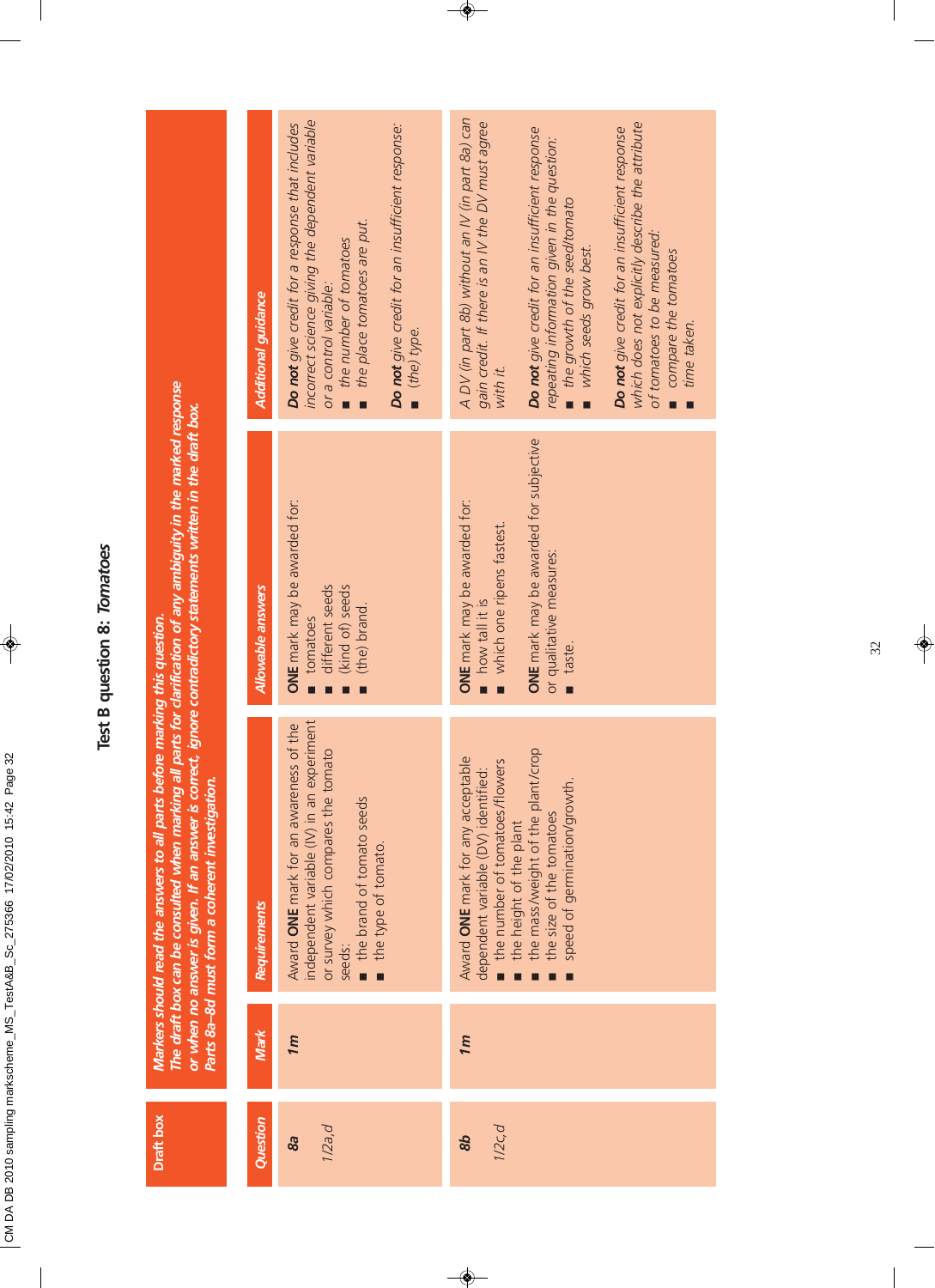# Test B question 8: *Tomatoes*

| Draft box | *Markers should read the answers to all parts before marking this question. The draft box can be consulted when marking all parts for clarification of any ambiguity in the marked response or when no answer is given. If an answer is correct, ignore contradictory statements written in the draft box. Parts 8a–8d must form a coherent investigation.* | | | |
|---|---|---|---|---|
| ***Question*** | ***Mark*** | ***Requirements*** | ***Allowable answers*** | ***Additional guidance*** |
| **8a** <br> *1/2a,d* | **1m** | Award **ONE** mark for an awareness of the independent variable (IV) in an experiment or survey which compares the tomato seeds: <br> ■ the brand of tomato seeds <br> ■ the type of tomato. | **ONE** mark may be awarded for: <br> ■ tomatoes <br> ■ different seeds <br> ■ (kind of) seeds <br> ■ (the) brand. | ***Do not** give credit for a response that includes incorrect science giving the dependent variable or a control variable:* <br> ■ *the number of tomatoes* <br> ■ *the place tomatoes are put.* <br><br> ***Do not** give credit for an insufficient response:* <br> ■ *(the) type.* |
| **8b** <br> *1/2c,d* | **1m** | Award **ONE** mark for any acceptable dependent variable (DV) identified: <br> ■ the number of tomatoes/flowers <br> ■ the height of the plant <br> ■ the mass/weight of the plant/crop <br> ■ the size of the tomatoes <br> ■ speed of germination/growth. | **ONE** mark may be awarded for: <br> ■ how tall it is <br> ■ which one ripens fastest. <br><br> **ONE** mark may be awarded for subjective or qualitative measures: <br> ■ taste. | *A DV (in part 8b) without an IV (in part 8a) can gain credit. If there is an IV the DV must agree with it.* <br><br> ***Do not** give credit for an insufficient response repeating information given in the question:* <br> ■ *the growth of the seed/tomato* <br> ■ *which seeds grow best.* <br><br> ***Do not** give credit for an insufficient response which does not explicitly describe the attribute of tomatoes to be measured:* <br> ■ *compare the tomatoes* <br> ■ *time taken.* |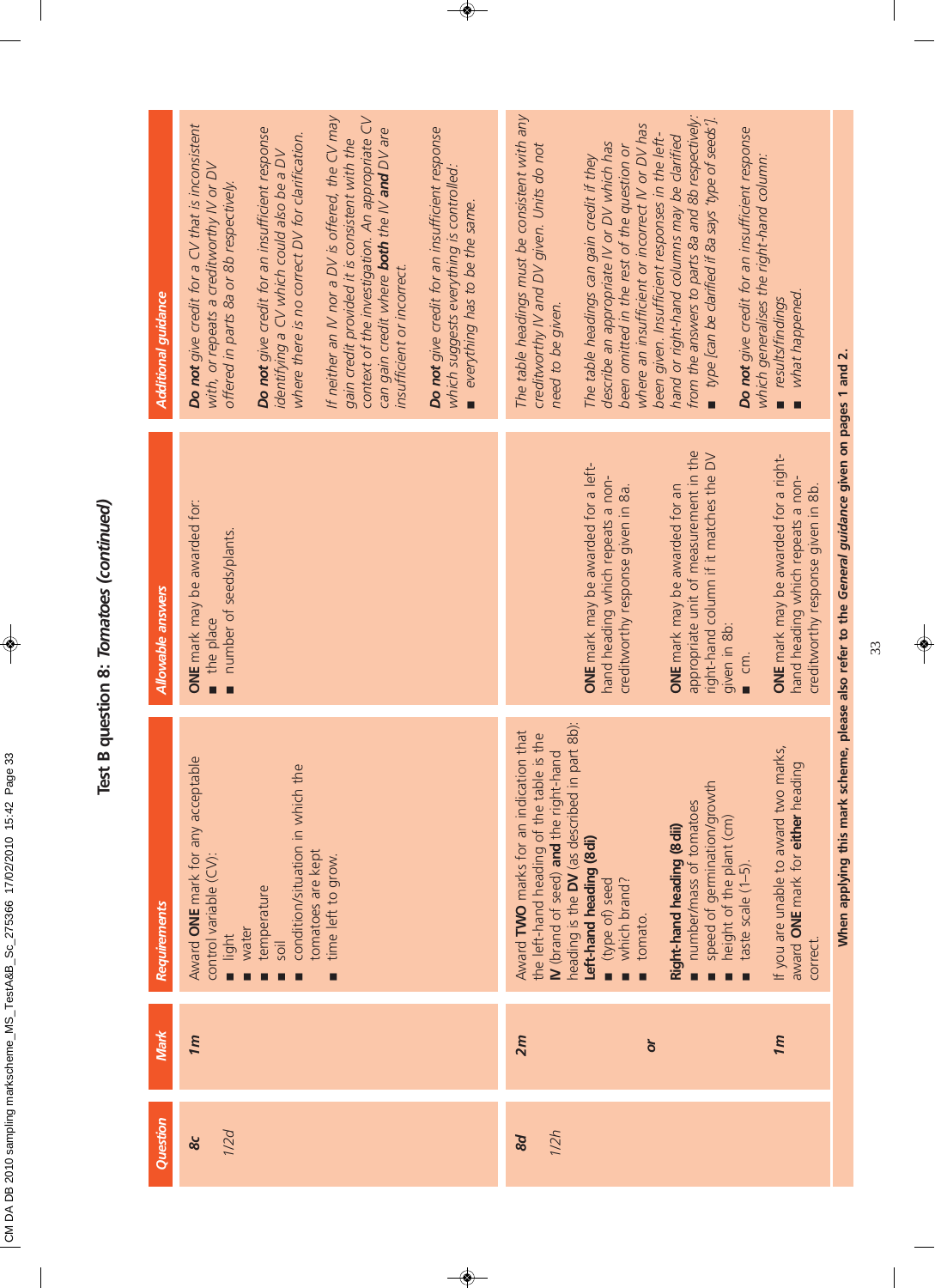# Test B question 8: *Tomatoes (continued)*

| Question | Mark | Requirements | Allowable answers | Additional guidance |
|---|---|---|---|---|
| **8c** <br> *1/2d* | ***1m*** | Award **ONE** mark for any acceptable control variable (CV): <br> ■ light <br> ■ water <br> ■ temperature <br> ■ soil <br> ■ condition/situation in which the tomatoes are kept <br> ■ time left to grow. | **ONE** mark may be awarded for: <br> ■ the place <br> ■ number of seeds/plants. | ***Do not** give credit for a CV that is inconsistent with, or repeats a creditworthy IV or DV offered in parts 8a or 8b respectively.* <br><br> ***Do not** give credit for an insufficient response identifying a CV which could also be a DV where there is no correct DV for clarification.* <br><br> *If neither an IV nor a DV is offered, the CV may gain credit provided it is consistent with the context of the investigation. An appropriate CV can gain credit where **both** the IV **and** DV are insufficient or incorrect.* <br><br> ***Do not** give credit for an insufficient response which suggests everything is controlled:* <br> ■ *everything has to be the same.* |
| **8d** <br> *1/2h* | ***2m*** <br><br><br> ***or*** <br><br><br> ***1m*** | Award **TWO** marks for an indication that the left-hand heading of the table is the **IV** (brand of seed) **and** the right-hand heading is the **DV** (as described in part 8b): <br> **Left-hand heading (8di)** <br> ■ (type of) seed <br> ■ which brand? <br> ■ tomato. <br><br> **Right-hand heading (8dii)** <br> ■ number/mass of tomatoes <br> ■ speed of germination/growth <br> ■ height of the plant (cm) <br> ■ taste scale (1–5). <br><br> If you are unable to award two marks, award **ONE** mark for **either** heading correct. | **ONE** mark may be awarded for a left-hand heading which repeats a non-creditworthy response given in 8a. <br><br> **ONE** mark may be awarded for an appropriate unit of measurement in the right-hand column if it matches the DV given in 8b: <br> ■ cm. <br><br> **ONE** mark may be awarded for a right-hand heading which repeats a non-creditworthy response given in 8b. | *The table headings must be consistent with any creditworthy IV and DV given. Units do not need to be given.* <br><br> *The table headings can gain credit if they describe an appropriate IV or DV which has been omitted in the rest of the question or where an insufficient or incorrect IV or DV has been given. Insufficient responses in the left-hand or right-hand columns may be clarified from the answers to parts 8a and 8b respectively:* <br> ■ *type [can be clarified if 8a says 'type of seeds'].* <br><br> ***Do not** give credit for an insufficient response which generalises the right-hand column:* <br> ■ *results/findings* <br> ■ *what happened.* |

**When applying this mark scheme, please also refer to the *General guidance* given on pages 1 and 2.**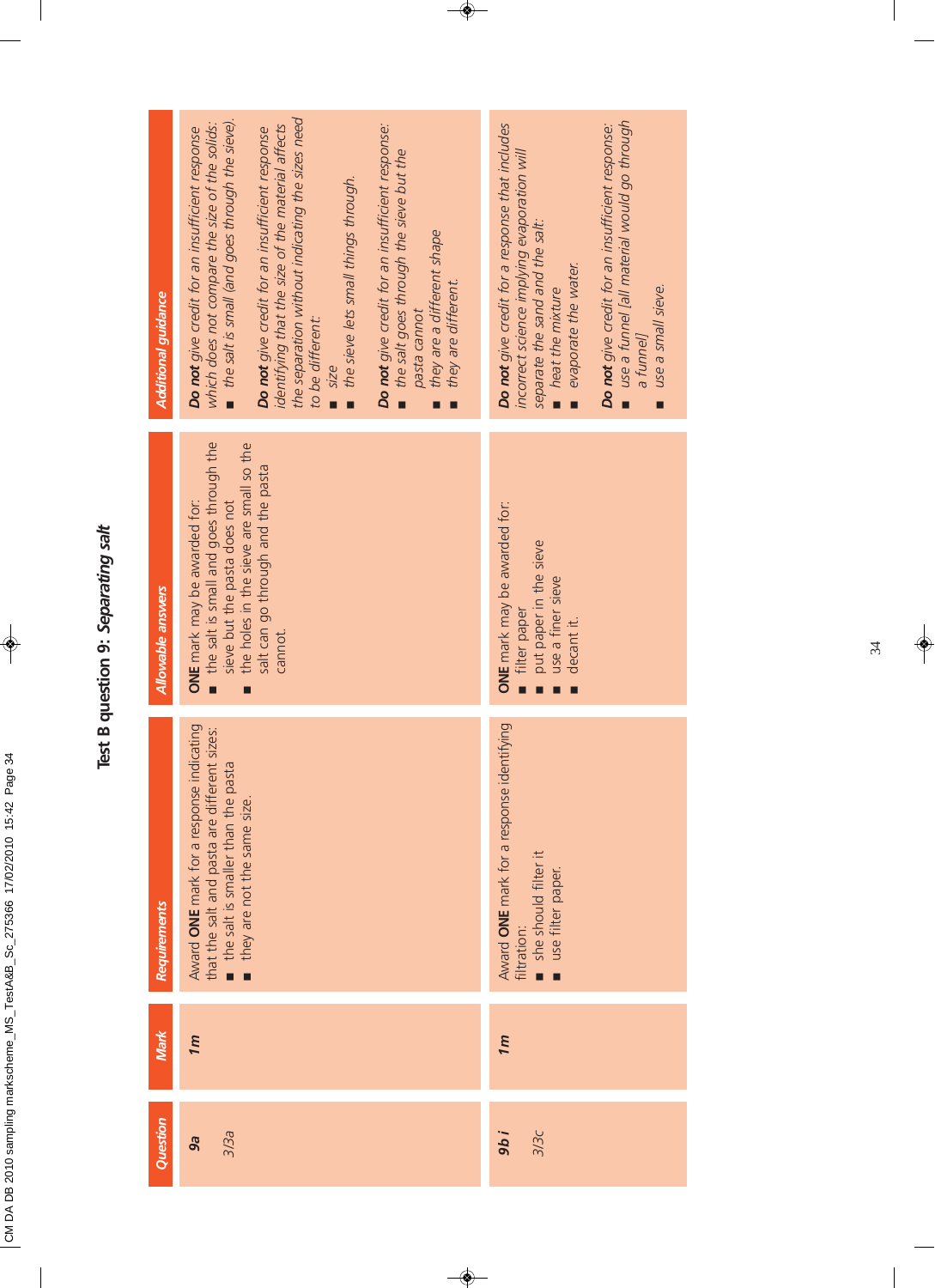## Test B question 9: *Separating salt*

| Question | Mark | Requirements | Allowable answers | Additional guidance |
|---|---|---|---|---|
| **9a** 3/3a | *1m* | Award **ONE** mark for a response indicating that the salt and pasta are different sizes:<br>■ the salt is smaller than the pasta<br>■ they are not the same size. | **ONE** mark may be awarded for:<br>■ the salt is small and goes through the sieve but the pasta does not<br>■ the holes in the sieve are small so the salt can go through and the pasta cannot. | ***Do not*** *give credit for an insufficient response which does not compare the size of the solids:*<br>■ *the salt is small (and goes through the sieve).*<br><br>***Do not*** *give credit for an insufficient response identifying that the size of the material affects the separation without indicating the sizes need to be different:*<br>■ *size*<br>■ *the sieve lets small things through.*<br><br>***Do not*** *give credit for an insufficient response:*<br>■ *the salt goes through the sieve but the pasta cannot*<br>■ *they are a different shape*<br>■ *they are different.* |
| **9b i** 3/3c | *1m* | Award **ONE** mark for a response identifying filtration:<br>■ she should filter it<br>■ use filter paper. | **ONE** mark may be awarded for:<br>■ filter paper<br>■ put paper in the sieve<br>■ use a finer sieve<br>■ decant it. | ***Do not*** *give credit for a response that includes incorrect science implying evaporation will separate the sand and the salt:*<br>■ *heat the mixture*<br>■ *evaporate the water.*<br><br>***Do not*** *give credit for an insufficient response:*<br>■ *use a funnel [all material would go through a funnel]*<br>■ *use a small sieve.* |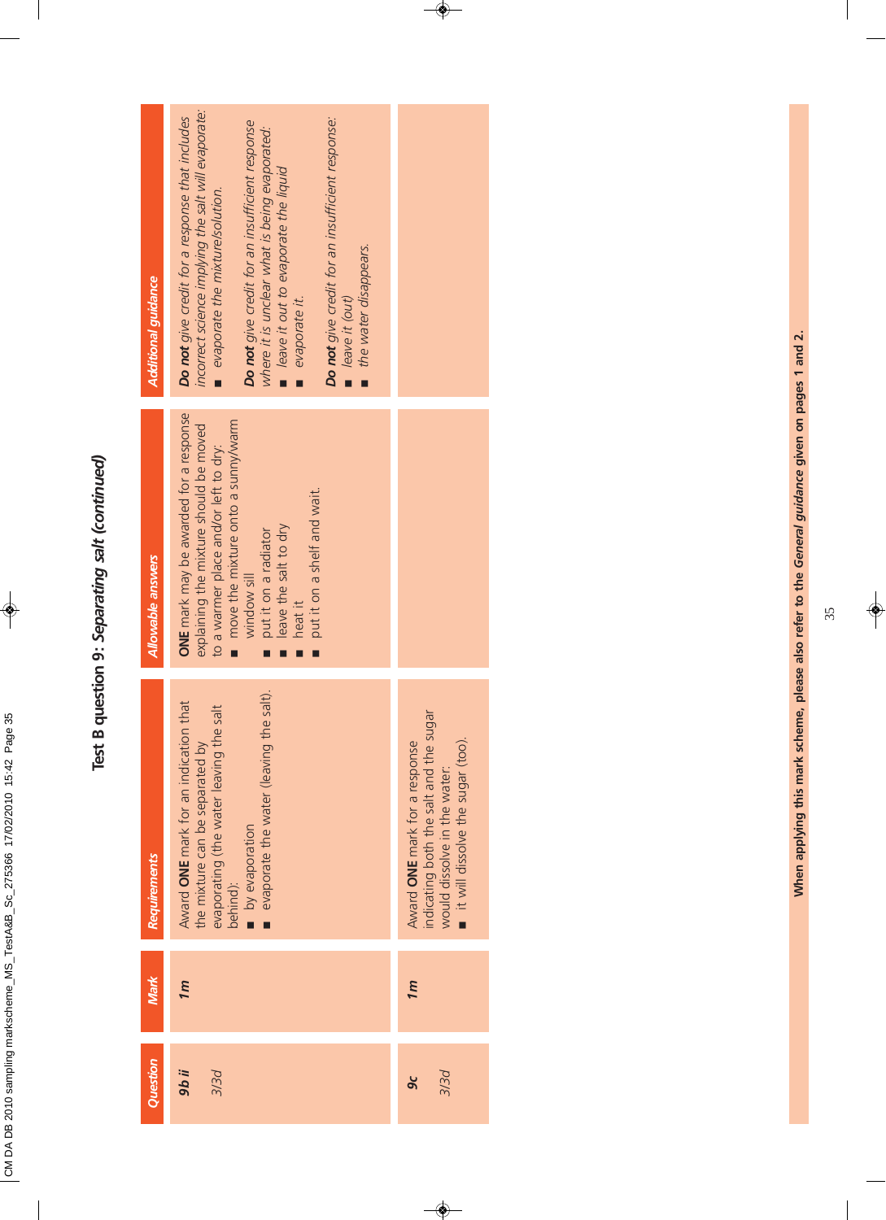# Test B question 9: *Separating salt (continued)*

| Question | Mark | Requirements | Allowable answers | Additional guidance |
|---|---|---|---|---|
| **9b ii** *3/3d* | **1m** | Award **ONE** mark for an indication that the mixture can be separated by evaporating (the water leaving the salt behind):<br>■ by evaporation<br>■ evaporate the water (leaving the salt). | **ONE** mark may be awarded for a response explaining the mixture should be moved to a warmer place and/or left to dry:<br>■ move the mixture onto a sunny/warm window sill<br>■ put it on a radiator<br>■ leave the salt to dry<br>■ heat it<br>■ put it on a shelf and wait. | ***Do not*** *give credit for a response that includes incorrect science implying the salt will evaporate:*<br>■ *evaporate the mixture/solution.*<br><br>***Do not*** *give credit for an insufficient response where it is unclear what is being evaporated:*<br>■ *leave it out to evaporate the liquid*<br>■ *evaporate it.*<br><br>***Do not*** *give credit for an insufficient response:*<br>■ *leave it (out)*<br>■ *the water disappears.* |
| **9c** *3/3d* | **1m** | Award **ONE** mark for a response indicating both the salt and the sugar would dissolve in the water:<br>■ it will dissolve the sugar (too). | | |

**When applying this mark scheme, please also refer to the *General guidance* given on pages 1 and 2.**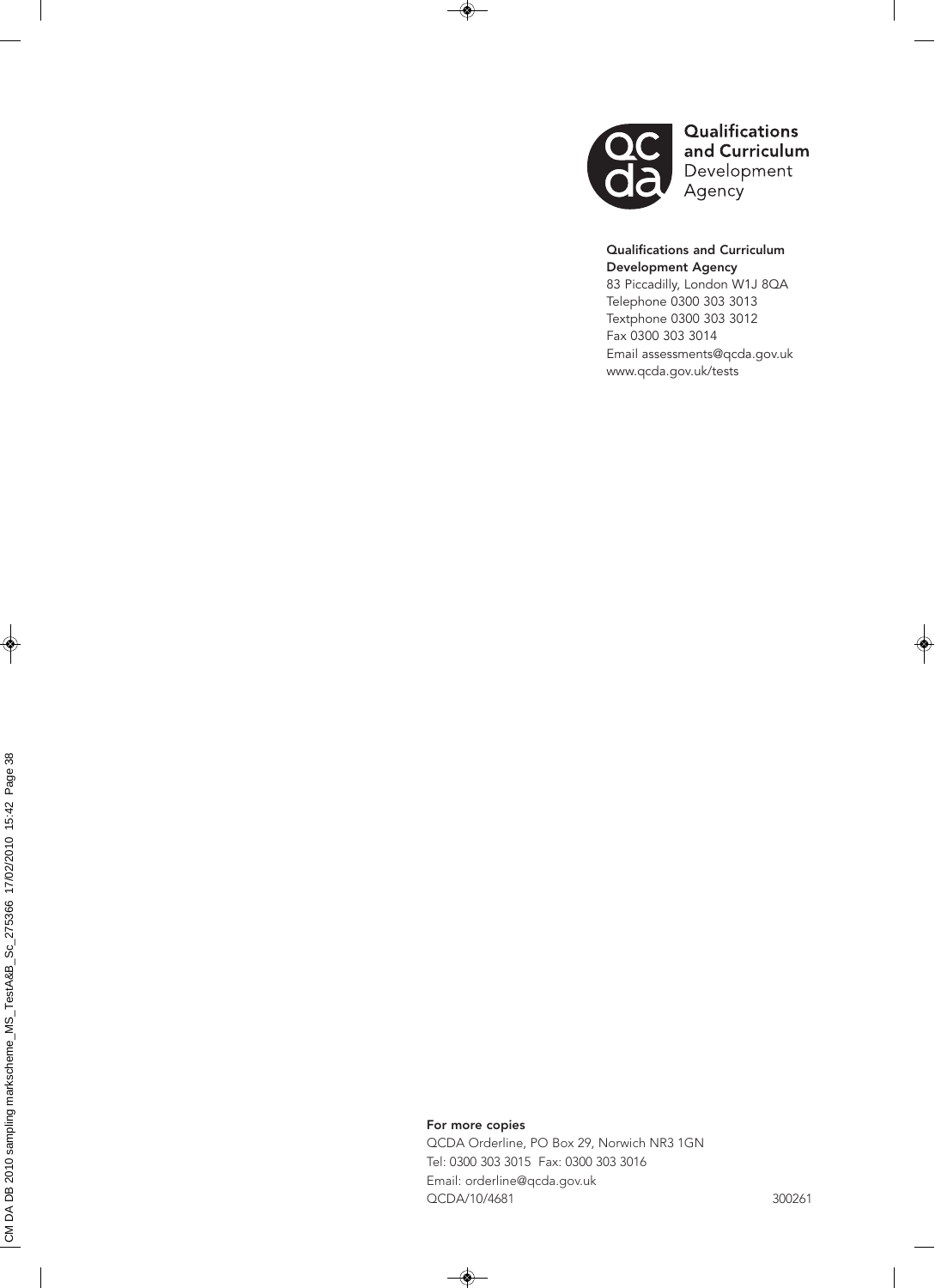Qualifications and Curriculum Development Agency

**Qualifications and Curriculum Development Agency**
83 Piccadilly, London W1J 8QA
Telephone 0300 303 3013
Textphone 0300 303 3012
Fax 0300 303 3014
Email assessments@qcda.gov.uk
www.qcda.gov.uk/tests

**For more copies**
QCDA Orderline, PO Box 29, Norwich NR3 1GN
Tel: 0300 303 3015 Fax: 0300 303 3016
Email: orderline@qcda.gov.uk
QCDA/10/4681 300261